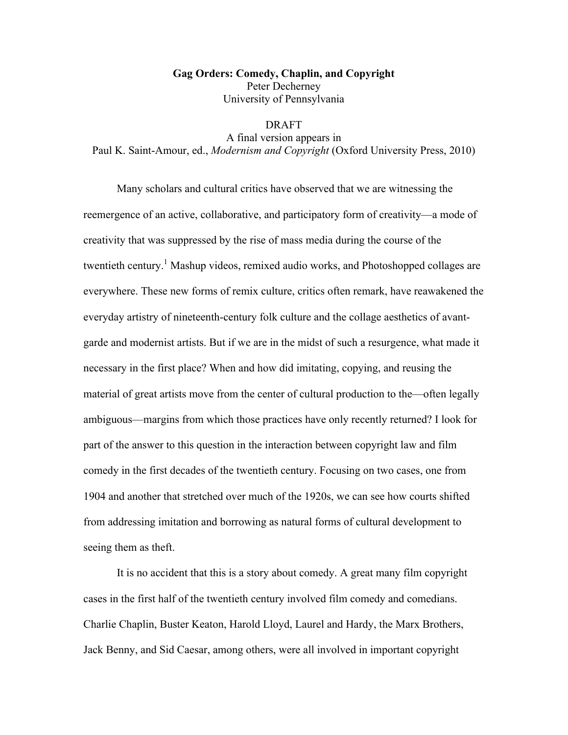# Gag Orders: Comedy, Chaplin, and Copyright

Peter Decherney
University of Pennsylvania

DRAFT
A final version appears in
Paul K. Saint-Amour, ed., *Modernism and Copyright* (Oxford University Press, 2010)

Many scholars and cultural critics have observed that we are witnessing the reemergence of an active, collaborative, and participatory form of creativity—a mode of creativity that was suppressed by the rise of mass media during the course of the twentieth century.[1] Mashup videos, remixed audio works, and Photoshopped collages are everywhere. These new forms of remix culture, critics often remark, have reawakened the everyday artistry of nineteenth-century folk culture and the collage aesthetics of avant-garde and modernist artists. But if we are in the midst of such a resurgence, what made it necessary in the first place? When and how did imitating, copying, and reusing the material of great artists move from the center of cultural production to the—often legally ambiguous—margins from which those practices have only recently returned? I look for part of the answer to this question in the interaction between copyright law and film comedy in the first decades of the twentieth century. Focusing on two cases, one from 1904 and another that stretched over much of the 1920s, we can see how courts shifted from addressing imitation and borrowing as natural forms of cultural development to seeing them as theft.

It is no accident that this is a story about comedy. A great many film copyright cases in the first half of the twentieth century involved film comedy and comedians. Charlie Chaplin, Buster Keaton, Harold Lloyd, Laurel and Hardy, the Marx Brothers, Jack Benny, and Sid Caesar, among others, were all involved in important copyright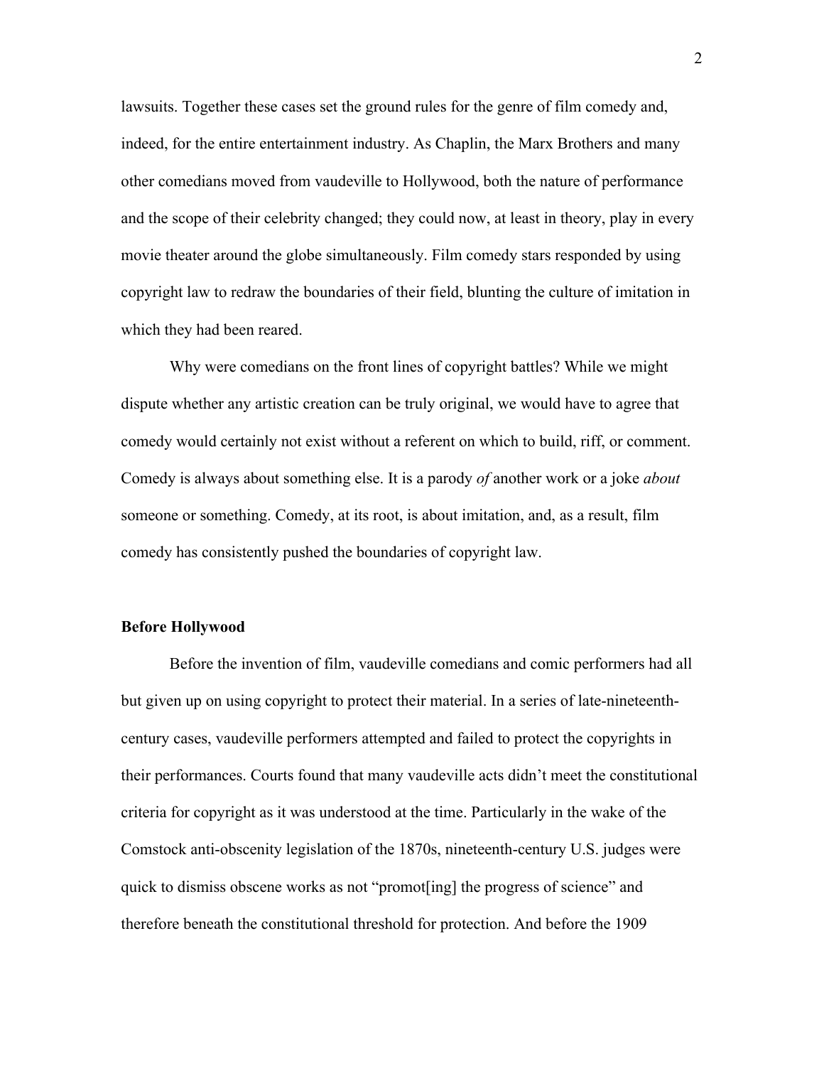lawsuits. Together these cases set the ground rules for the genre of film comedy and, indeed, for the entire entertainment industry. As Chaplin, the Marx Brothers and many other comedians moved from vaudeville to Hollywood, both the nature of performance and the scope of their celebrity changed; they could now, at least in theory, play in every movie theater around the globe simultaneously. Film comedy stars responded by using copyright law to redraw the boundaries of their field, blunting the culture of imitation in which they had been reared.

Why were comedians on the front lines of copyright battles? While we might dispute whether any artistic creation can be truly original, we would have to agree that comedy would certainly not exist without a referent on which to build, riff, or comment. Comedy is always about something else. It is a parody *of* another work or a joke *about* someone or something. Comedy, at its root, is about imitation, and, as a result, film comedy has consistently pushed the boundaries of copyright law.

**Before Hollywood**

Before the invention of film, vaudeville comedians and comic performers had all but given up on using copyright to protect their material. In a series of late-nineteenth-century cases, vaudeville performers attempted and failed to protect the copyrights in their performances. Courts found that many vaudeville acts didn't meet the constitutional criteria for copyright as it was understood at the time. Particularly in the wake of the Comstock anti-obscenity legislation of the 1870s, nineteenth-century U.S. judges were quick to dismiss obscene works as not "promot[ing] the progress of science" and therefore beneath the constitutional threshold for protection. And before the 1909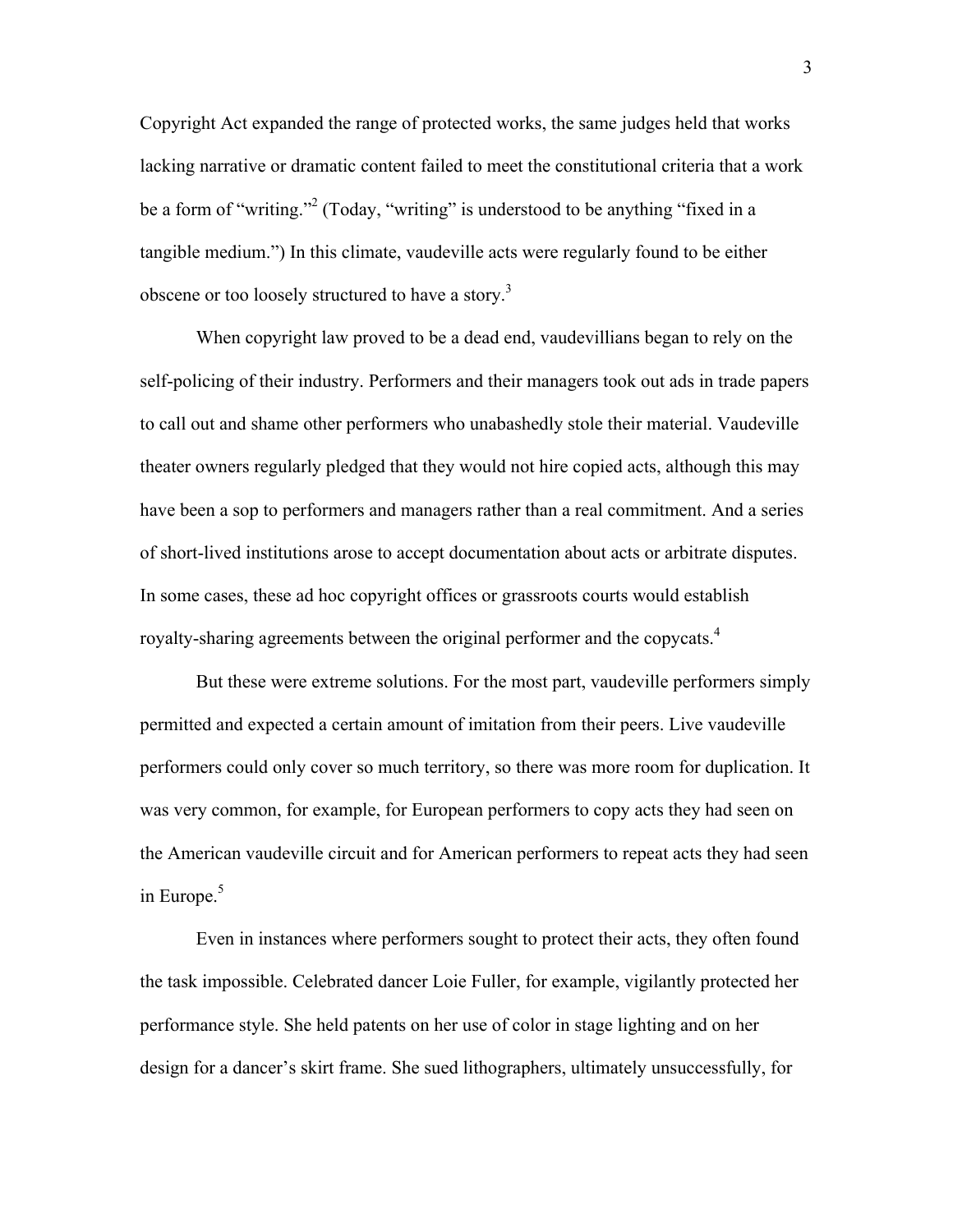Copyright Act expanded the range of protected works, the same judges held that works lacking narrative or dramatic content failed to meet the constitutional criteria that a work be a form of "writing."[2] (Today, "writing" is understood to be anything "fixed in a tangible medium.") In this climate, vaudeville acts were regularly found to be either obscene or too loosely structured to have a story.[3]

When copyright law proved to be a dead end, vaudevillians began to rely on the self-policing of their industry. Performers and their managers took out ads in trade papers to call out and shame other performers who unabashedly stole their material. Vaudeville theater owners regularly pledged that they would not hire copied acts, although this may have been a sop to performers and managers rather than a real commitment. And a series of short-lived institutions arose to accept documentation about acts or arbitrate disputes. In some cases, these ad hoc copyright offices or grassroots courts would establish royalty-sharing agreements between the original performer and the copycats.[4]

But these were extreme solutions. For the most part, vaudeville performers simply permitted and expected a certain amount of imitation from their peers. Live vaudeville performers could only cover so much territory, so there was more room for duplication. It was very common, for example, for European performers to copy acts they had seen on the American vaudeville circuit and for American performers to repeat acts they had seen in Europe.[5]

Even in instances where performers sought to protect their acts, they often found the task impossible. Celebrated dancer Loie Fuller, for example, vigilantly protected her performance style. She held patents on her use of color in stage lighting and on her design for a dancer's skirt frame. She sued lithographers, ultimately unsuccessfully, for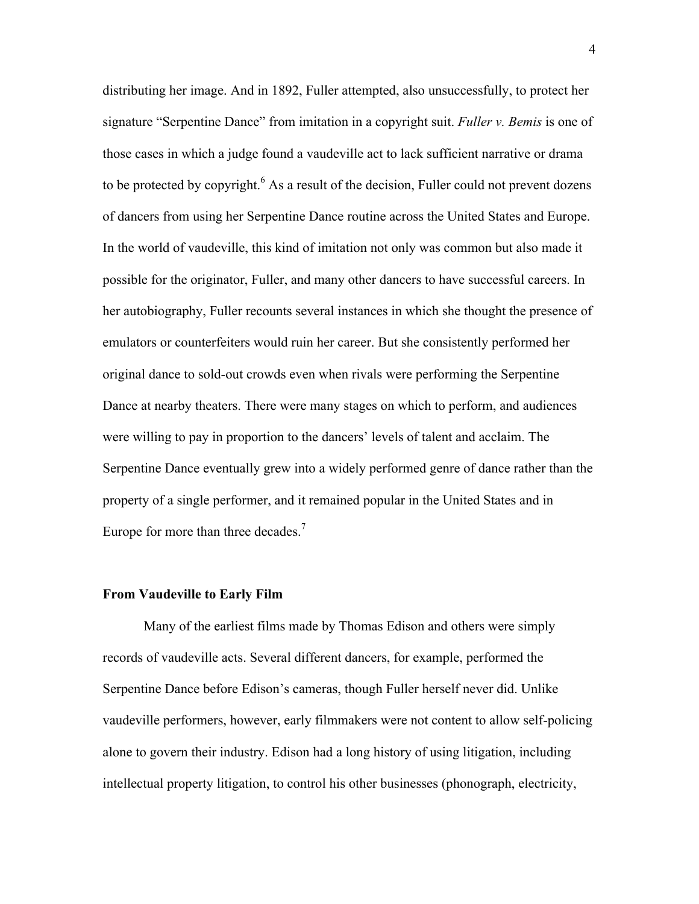distributing her image. And in 1892, Fuller attempted, also unsuccessfully, to protect her signature "Serpentine Dance" from imitation in a copyright suit. *Fuller v. Bemis* is one of those cases in which a judge found a vaudeville act to lack sufficient narrative or drama to be protected by copyright.[6] As a result of the decision, Fuller could not prevent dozens of dancers from using her Serpentine Dance routine across the United States and Europe. In the world of vaudeville, this kind of imitation not only was common but also made it possible for the originator, Fuller, and many other dancers to have successful careers. In her autobiography, Fuller recounts several instances in which she thought the presence of emulators or counterfeiters would ruin her career. But she consistently performed her original dance to sold-out crowds even when rivals were performing the Serpentine Dance at nearby theaters. There were many stages on which to perform, and audiences were willing to pay in proportion to the dancers' levels of talent and acclaim. The Serpentine Dance eventually grew into a widely performed genre of dance rather than the property of a single performer, and it remained popular in the United States and in Europe for more than three decades.[7]

### From Vaudeville to Early Film

Many of the earliest films made by Thomas Edison and others were simply records of vaudeville acts. Several different dancers, for example, performed the Serpentine Dance before Edison's cameras, though Fuller herself never did. Unlike vaudeville performers, however, early filmmakers were not content to allow self-policing alone to govern their industry. Edison had a long history of using litigation, including intellectual property litigation, to control his other businesses (phonograph, electricity,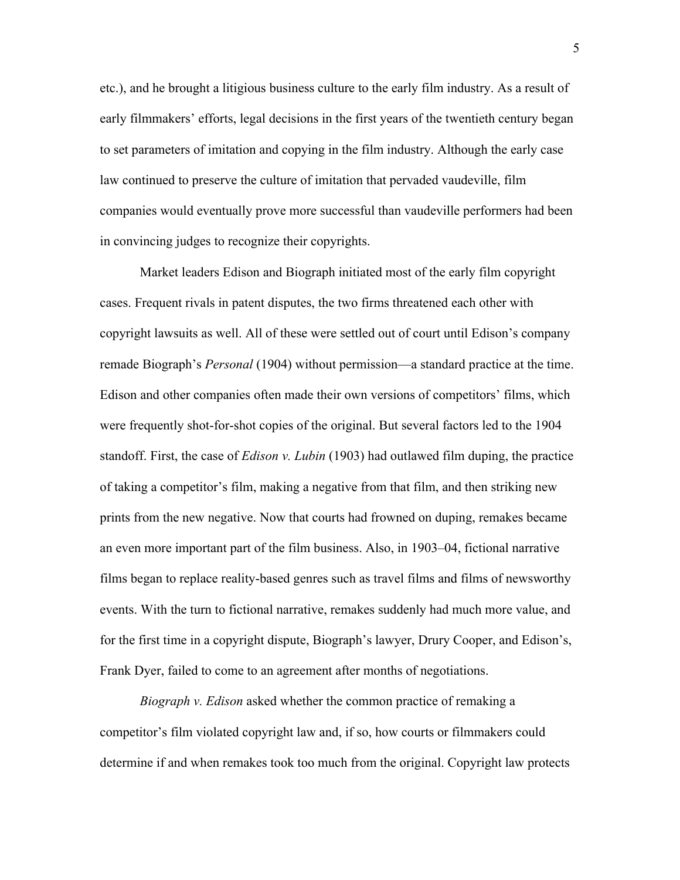etc.), and he brought a litigious business culture to the early film industry. As a result of early filmmakers' efforts, legal decisions in the first years of the twentieth century began to set parameters of imitation and copying in the film industry. Although the early case law continued to preserve the culture of imitation that pervaded vaudeville, film companies would eventually prove more successful than vaudeville performers had been in convincing judges to recognize their copyrights.

Market leaders Edison and Biograph initiated most of the early film copyright cases. Frequent rivals in patent disputes, the two firms threatened each other with copyright lawsuits as well. All of these were settled out of court until Edison's company remade Biograph's *Personal* (1904) without permission—a standard practice at the time. Edison and other companies often made their own versions of competitors' films, which were frequently shot-for-shot copies of the original. But several factors led to the 1904 standoff. First, the case of *Edison v. Lubin* (1903) had outlawed film duping, the practice of taking a competitor's film, making a negative from that film, and then striking new prints from the new negative. Now that courts had frowned on duping, remakes became an even more important part of the film business. Also, in 1903–04, fictional narrative films began to replace reality-based genres such as travel films and films of newsworthy events. With the turn to fictional narrative, remakes suddenly had much more value, and for the first time in a copyright dispute, Biograph's lawyer, Drury Cooper, and Edison's, Frank Dyer, failed to come to an agreement after months of negotiations.

*Biograph v. Edison* asked whether the common practice of remaking a competitor's film violated copyright law and, if so, how courts or filmmakers could determine if and when remakes took too much from the original. Copyright law protects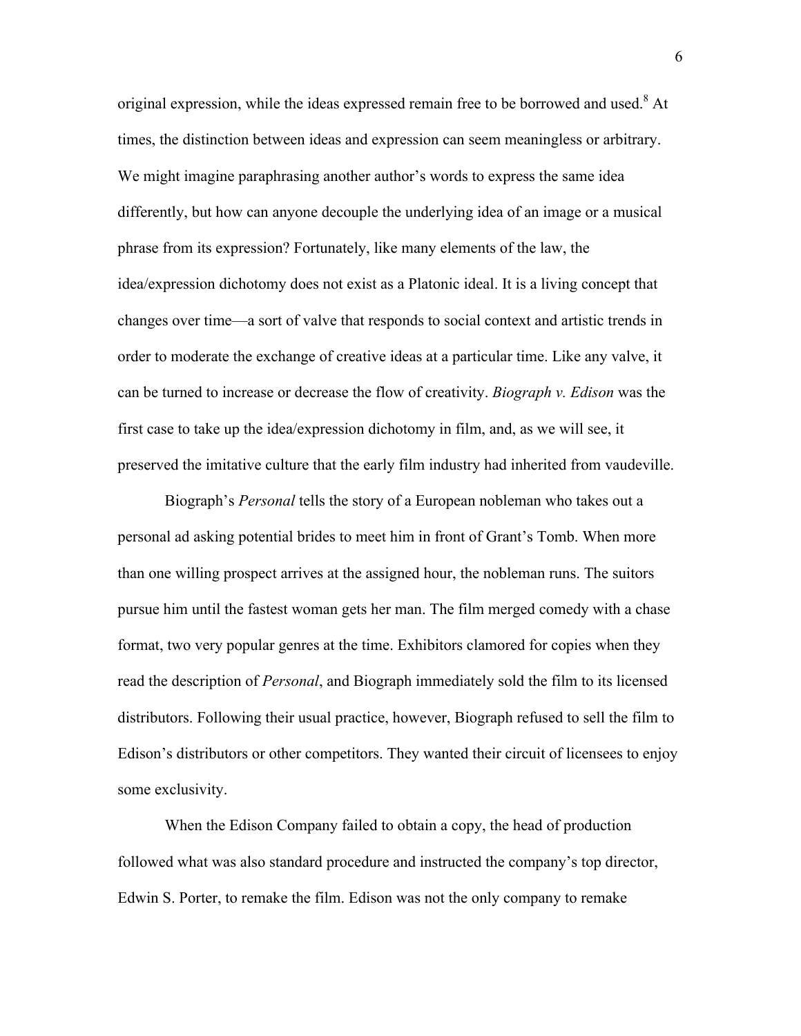original expression, while the ideas expressed remain free to be borrowed and used.[8] At times, the distinction between ideas and expression can seem meaningless or arbitrary. We might imagine paraphrasing another author's words to express the same idea differently, but how can anyone decouple the underlying idea of an image or a musical phrase from its expression? Fortunately, like many elements of the law, the idea/expression dichotomy does not exist as a Platonic ideal. It is a living concept that changes over time—a sort of valve that responds to social context and artistic trends in order to moderate the exchange of creative ideas at a particular time. Like any valve, it can be turned to increase or decrease the flow of creativity. *Biograph v. Edison* was the first case to take up the idea/expression dichotomy in film, and, as we will see, it preserved the imitative culture that the early film industry had inherited from vaudeville.

Biograph's *Personal* tells the story of a European nobleman who takes out a personal ad asking potential brides to meet him in front of Grant's Tomb. When more than one willing prospect arrives at the assigned hour, the nobleman runs. The suitors pursue him until the fastest woman gets her man. The film merged comedy with a chase format, two very popular genres at the time. Exhibitors clamored for copies when they read the description of *Personal*, and Biograph immediately sold the film to its licensed distributors. Following their usual practice, however, Biograph refused to sell the film to Edison's distributors or other competitors. They wanted their circuit of licensees to enjoy some exclusivity.

When the Edison Company failed to obtain a copy, the head of production followed what was also standard procedure and instructed the company's top director, Edwin S. Porter, to remake the film. Edison was not the only company to remake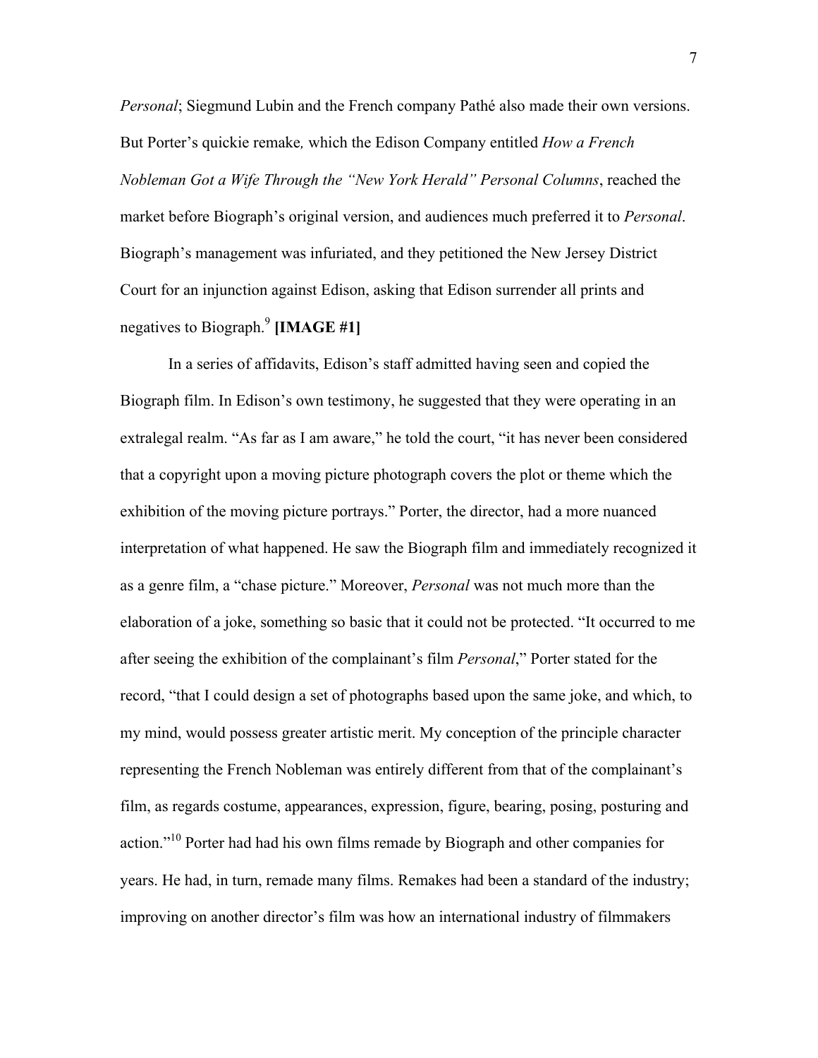*Personal*; Siegmund Lubin and the French company Pathé also made their own versions. But Porter's quickie remake*,* which the Edison Company entitled *How a French Nobleman Got a Wife Through the "New York Herald" Personal Columns*, reached the market before Biograph's original version, and audiences much preferred it to *Personal*. Biograph's management was infuriated, and they petitioned the New Jersey District Court for an injunction against Edison, asking that Edison surrender all prints and negatives to Biograph.[9] **[IMAGE #1]**

In a series of affidavits, Edison's staff admitted having seen and copied the Biograph film. In Edison's own testimony, he suggested that they were operating in an extralegal realm. "As far as I am aware," he told the court, "it has never been considered that a copyright upon a moving picture photograph covers the plot or theme which the exhibition of the moving picture portrays." Porter, the director, had a more nuanced interpretation of what happened. He saw the Biograph film and immediately recognized it as a genre film, a "chase picture." Moreover, *Personal* was not much more than the elaboration of a joke, something so basic that it could not be protected. "It occurred to me after seeing the exhibition of the complainant's film *Personal*," Porter stated for the record, "that I could design a set of photographs based upon the same joke, and which, to my mind, would possess greater artistic merit. My conception of the principle character representing the French Nobleman was entirely different from that of the complainant's film, as regards costume, appearances, expression, figure, bearing, posing, posturing and action."[10] Porter had had his own films remade by Biograph and other companies for years. He had, in turn, remade many films. Remakes had been a standard of the industry; improving on another director's film was how an international industry of filmmakers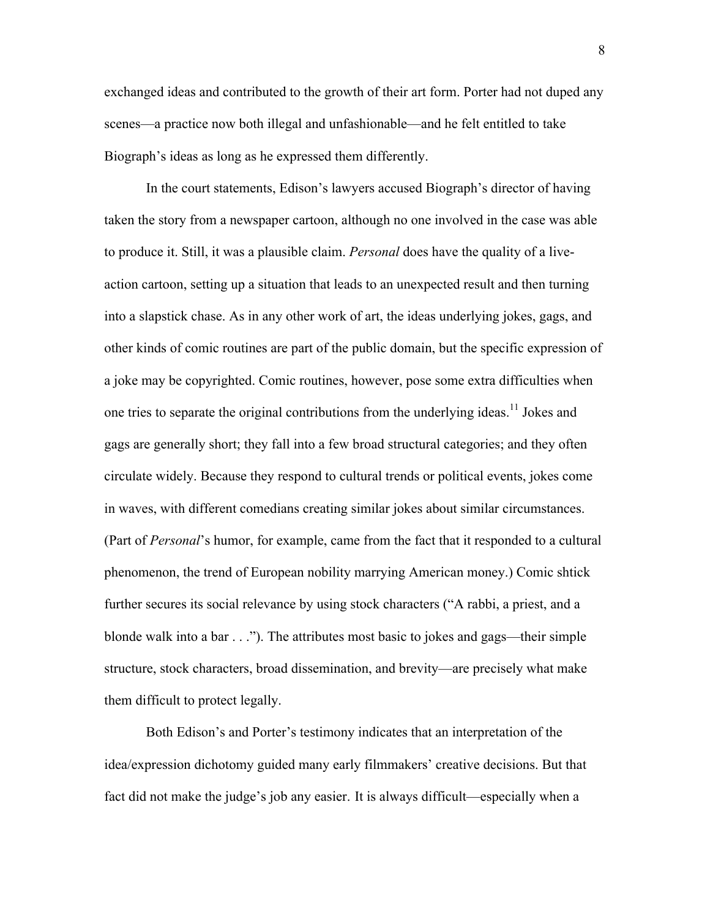exchanged ideas and contributed to the growth of their art form. Porter had not duped any scenes—a practice now both illegal and unfashionable—and he felt entitled to take Biograph's ideas as long as he expressed them differently.

In the court statements, Edison's lawyers accused Biograph's director of having taken the story from a newspaper cartoon, although no one involved in the case was able to produce it. Still, it was a plausible claim. *Personal* does have the quality of a live-action cartoon, setting up a situation that leads to an unexpected result and then turning into a slapstick chase. As in any other work of art, the ideas underlying jokes, gags, and other kinds of comic routines are part of the public domain, but the specific expression of a joke may be copyrighted. Comic routines, however, pose some extra difficulties when one tries to separate the original contributions from the underlying ideas.[11] Jokes and gags are generally short; they fall into a few broad structural categories; and they often circulate widely. Because they respond to cultural trends or political events, jokes come in waves, with different comedians creating similar jokes about similar circumstances. (Part of *Personal*'s humor, for example, came from the fact that it responded to a cultural phenomenon, the trend of European nobility marrying American money.) Comic shtick further secures its social relevance by using stock characters ("A rabbi, a priest, and a blonde walk into a bar . . ."). The attributes most basic to jokes and gags—their simple structure, stock characters, broad dissemination, and brevity—are precisely what make them difficult to protect legally.

Both Edison's and Porter's testimony indicates that an interpretation of the idea/expression dichotomy guided many early filmmakers' creative decisions. But that fact did not make the judge's job any easier. It is always difficult—especially when a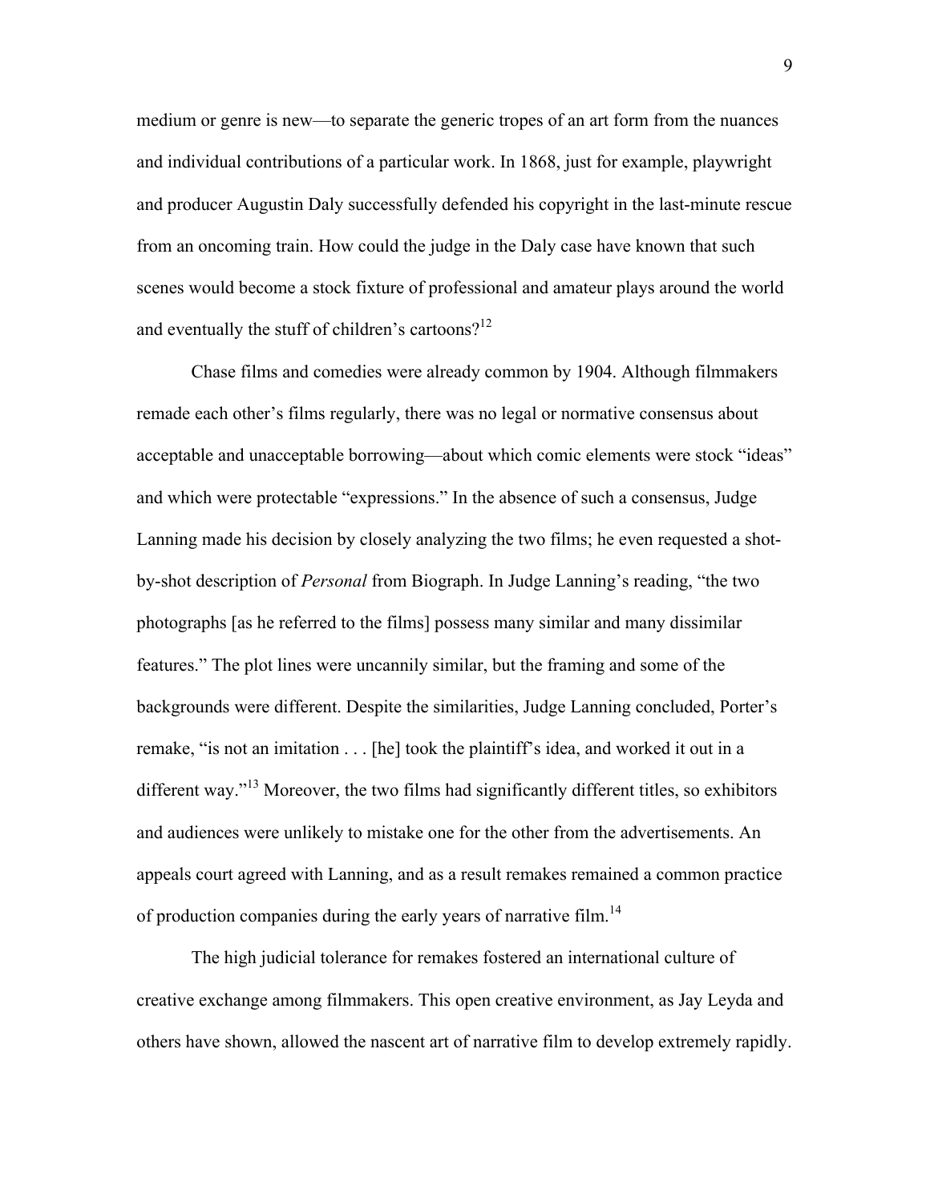medium or genre is new—to separate the generic tropes of an art form from the nuances and individual contributions of a particular work. In 1868, just for example, playwright and producer Augustin Daly successfully defended his copyright in the last-minute rescue from an oncoming train. How could the judge in the Daly case have known that such scenes would become a stock fixture of professional and amateur plays around the world and eventually the stuff of children's cartoons?[12]

Chase films and comedies were already common by 1904. Although filmmakers remade each other's films regularly, there was no legal or normative consensus about acceptable and unacceptable borrowing—about which comic elements were stock "ideas" and which were protectable "expressions." In the absence of such a consensus, Judge Lanning made his decision by closely analyzing the two films; he even requested a shot-by-shot description of *Personal* from Biograph. In Judge Lanning's reading, "the two photographs [as he referred to the films] possess many similar and many dissimilar features." The plot lines were uncannily similar, but the framing and some of the backgrounds were different. Despite the similarities, Judge Lanning concluded, Porter's remake, "is not an imitation . . . [he] took the plaintiff's idea, and worked it out in a different way."[13] Moreover, the two films had significantly different titles, so exhibitors and audiences were unlikely to mistake one for the other from the advertisements. An appeals court agreed with Lanning, and as a result remakes remained a common practice of production companies during the early years of narrative film.[14]

The high judicial tolerance for remakes fostered an international culture of creative exchange among filmmakers. This open creative environment, as Jay Leyda and others have shown, allowed the nascent art of narrative film to develop extremely rapidly.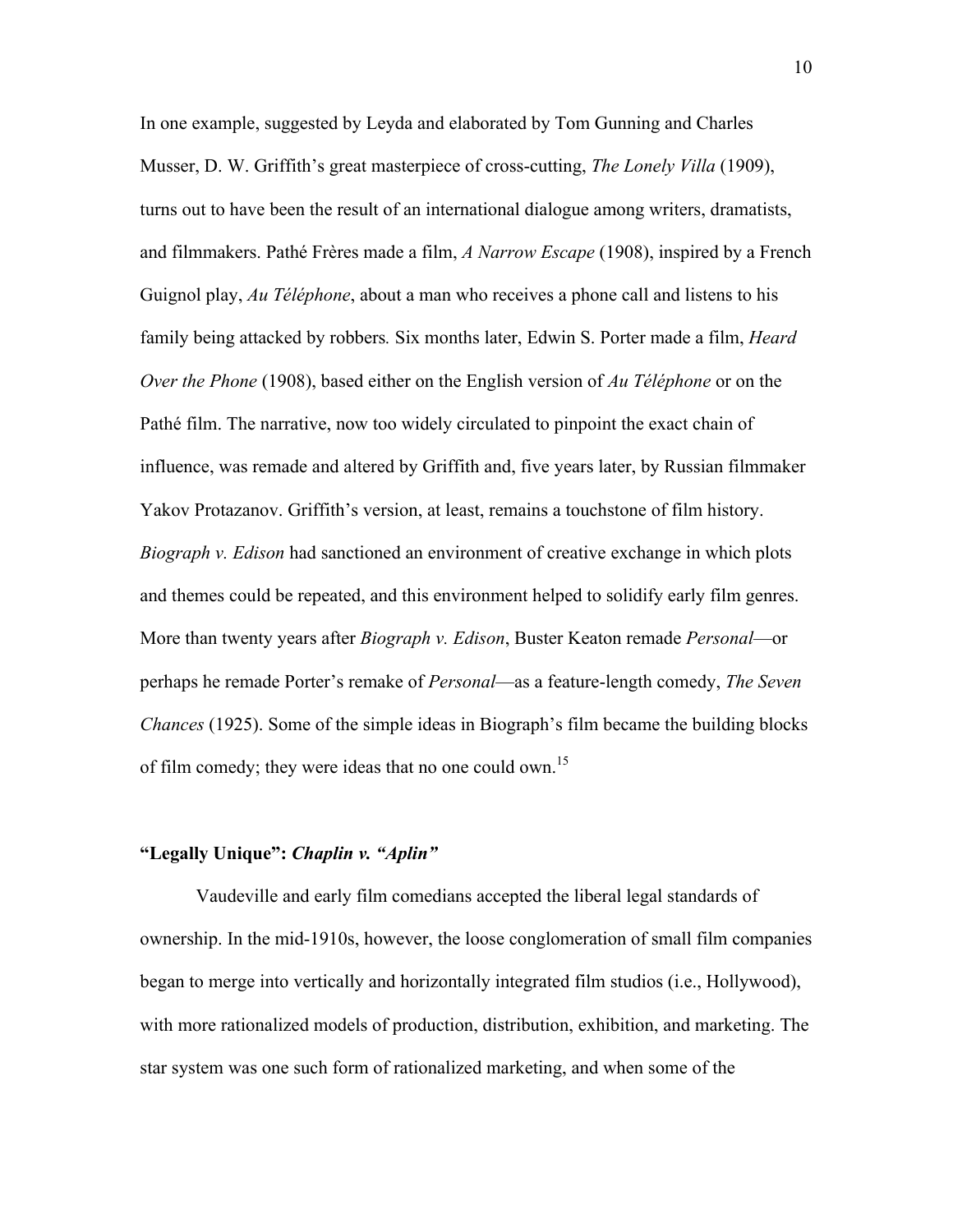In one example, suggested by Leyda and elaborated by Tom Gunning and Charles Musser, D. W. Griffith's great masterpiece of cross-cutting, *The Lonely Villa* (1909), turns out to have been the result of an international dialogue among writers, dramatists, and filmmakers. Pathé Frères made a film, *A Narrow Escape* (1908), inspired by a French Guignol play, *Au Téléphone*, about a man who receives a phone call and listens to his family being attacked by robbers. Six months later, Edwin S. Porter made a film, *Heard Over the Phone* (1908), based either on the English version of *Au Téléphone* or on the Pathé film. The narrative, now too widely circulated to pinpoint the exact chain of influence, was remade and altered by Griffith and, five years later, by Russian filmmaker Yakov Protazanov. Griffith's version, at least, remains a touchstone of film history. *Biograph v. Edison* had sanctioned an environment of creative exchange in which plots and themes could be repeated, and this environment helped to solidify early film genres. More than twenty years after *Biograph v. Edison*, Buster Keaton remade *Personal*—or perhaps he remade Porter's remake of *Personal*—as a feature-length comedy, *The Seven Chances* (1925). Some of the simple ideas in Biograph's film became the building blocks of film comedy; they were ideas that no one could own.[15]

### "Legally Unique": *Chaplin v. "Aplin"*

Vaudeville and early film comedians accepted the liberal legal standards of ownership. In the mid-1910s, however, the loose conglomeration of small film companies began to merge into vertically and horizontally integrated film studios (i.e., Hollywood), with more rationalized models of production, distribution, exhibition, and marketing. The star system was one such form of rationalized marketing, and when some of the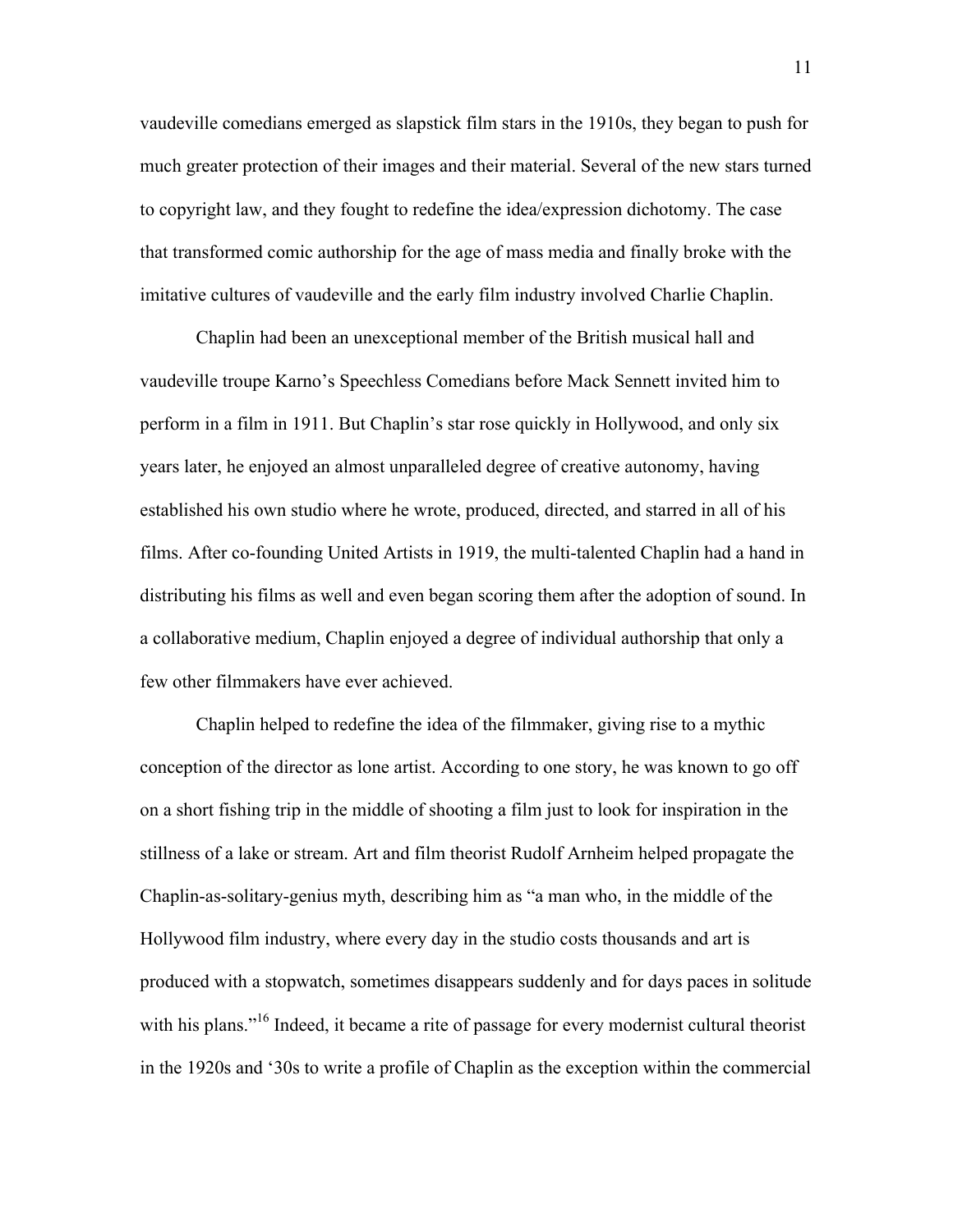vaudeville comedians emerged as slapstick film stars in the 1910s, they began to push for much greater protection of their images and their material. Several of the new stars turned to copyright law, and they fought to redefine the idea/expression dichotomy. The case that transformed comic authorship for the age of mass media and finally broke with the imitative cultures of vaudeville and the early film industry involved Charlie Chaplin.

Chaplin had been an unexceptional member of the British musical hall and vaudeville troupe Karno's Speechless Comedians before Mack Sennett invited him to perform in a film in 1911. But Chaplin's star rose quickly in Hollywood, and only six years later, he enjoyed an almost unparalleled degree of creative autonomy, having established his own studio where he wrote, produced, directed, and starred in all of his films. After co-founding United Artists in 1919, the multi-talented Chaplin had a hand in distributing his films as well and even began scoring them after the adoption of sound. In a collaborative medium, Chaplin enjoyed a degree of individual authorship that only a few other filmmakers have ever achieved.

Chaplin helped to redefine the idea of the filmmaker, giving rise to a mythic conception of the director as lone artist. According to one story, he was known to go off on a short fishing trip in the middle of shooting a film just to look for inspiration in the stillness of a lake or stream. Art and film theorist Rudolf Arnheim helped propagate the Chaplin-as-solitary-genius myth, describing him as "a man who, in the middle of the Hollywood film industry, where every day in the studio costs thousands and art is produced with a stopwatch, sometimes disappears suddenly and for days paces in solitude with his plans."[16] Indeed, it became a rite of passage for every modernist cultural theorist in the 1920s and '30s to write a profile of Chaplin as the exception within the commercial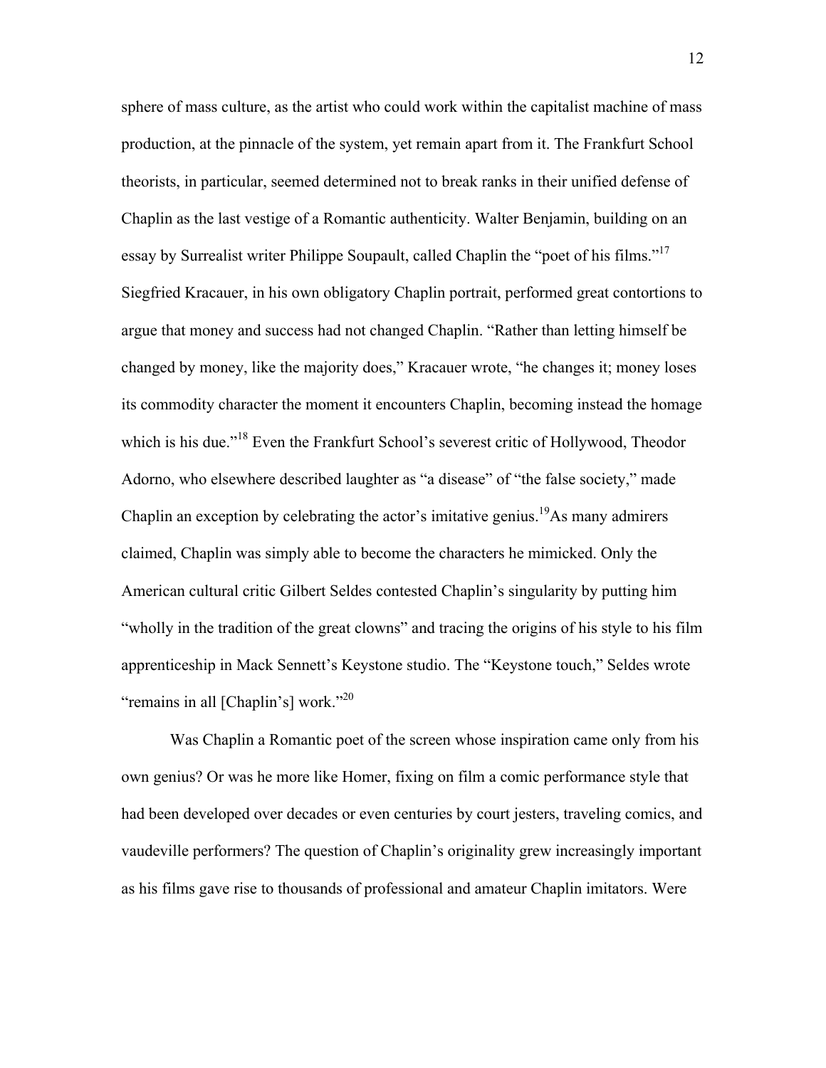sphere of mass culture, as the artist who could work within the capitalist machine of mass production, at the pinnacle of the system, yet remain apart from it. The Frankfurt School theorists, in particular, seemed determined not to break ranks in their unified defense of Chaplin as the last vestige of a Romantic authenticity. Walter Benjamin, building on an essay by Surrealist writer Philippe Soupault, called Chaplin the "poet of his films."[17] Siegfried Kracauer, in his own obligatory Chaplin portrait, performed great contortions to argue that money and success had not changed Chaplin. "Rather than letting himself be changed by money, like the majority does," Kracauer wrote, "he changes it; money loses its commodity character the moment it encounters Chaplin, becoming instead the homage which is his due."[18] Even the Frankfurt School's severest critic of Hollywood, Theodor Adorno, who elsewhere described laughter as "a disease" of "the false society," made Chaplin an exception by celebrating the actor's imitative genius.[19] As many admirers claimed, Chaplin was simply able to become the characters he mimicked. Only the American cultural critic Gilbert Seldes contested Chaplin's singularity by putting him "wholly in the tradition of the great clowns" and tracing the origins of his style to his film apprenticeship in Mack Sennett's Keystone studio. The "Keystone touch," Seldes wrote "remains in all [Chaplin's] work."[20]

Was Chaplin a Romantic poet of the screen whose inspiration came only from his own genius? Or was he more like Homer, fixing on film a comic performance style that had been developed over decades or even centuries by court jesters, traveling comics, and vaudeville performers? The question of Chaplin's originality grew increasingly important as his films gave rise to thousands of professional and amateur Chaplin imitators. Were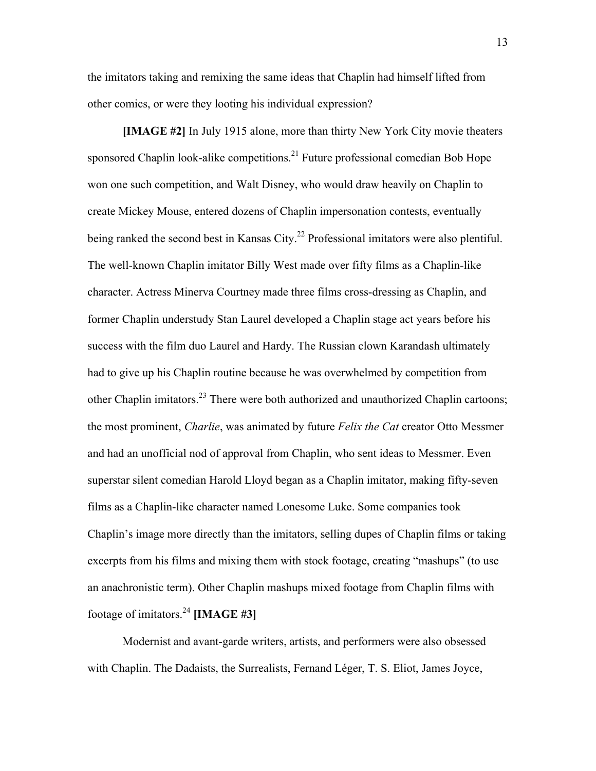the imitators taking and remixing the same ideas that Chaplin had himself lifted from other comics, or were they looting his individual expression?

**[IMAGE #2]** In July 1915 alone, more than thirty New York City movie theaters sponsored Chaplin look-alike competitions.[21] Future professional comedian Bob Hope won one such competition, and Walt Disney, who would draw heavily on Chaplin to create Mickey Mouse, entered dozens of Chaplin impersonation contests, eventually being ranked the second best in Kansas City.[22] Professional imitators were also plentiful. The well-known Chaplin imitator Billy West made over fifty films as a Chaplin-like character. Actress Minerva Courtney made three films cross-dressing as Chaplin, and former Chaplin understudy Stan Laurel developed a Chaplin stage act years before his success with the film duo Laurel and Hardy. The Russian clown Karandash ultimately had to give up his Chaplin routine because he was overwhelmed by competition from other Chaplin imitators.[23] There were both authorized and unauthorized Chaplin cartoons; the most prominent, *Charlie*, was animated by future *Felix the Cat* creator Otto Messmer and had an unofficial nod of approval from Chaplin, who sent ideas to Messmer. Even superstar silent comedian Harold Lloyd began as a Chaplin imitator, making fifty-seven films as a Chaplin-like character named Lonesome Luke. Some companies took Chaplin's image more directly than the imitators, selling dupes of Chaplin films or taking excerpts from his films and mixing them with stock footage, creating "mashups" (to use an anachronistic term). Other Chaplin mashups mixed footage from Chaplin films with footage of imitators.[24] **[IMAGE #3]**

Modernist and avant-garde writers, artists, and performers were also obsessed with Chaplin. The Dadaists, the Surrealists, Fernand Léger, T. S. Eliot, James Joyce,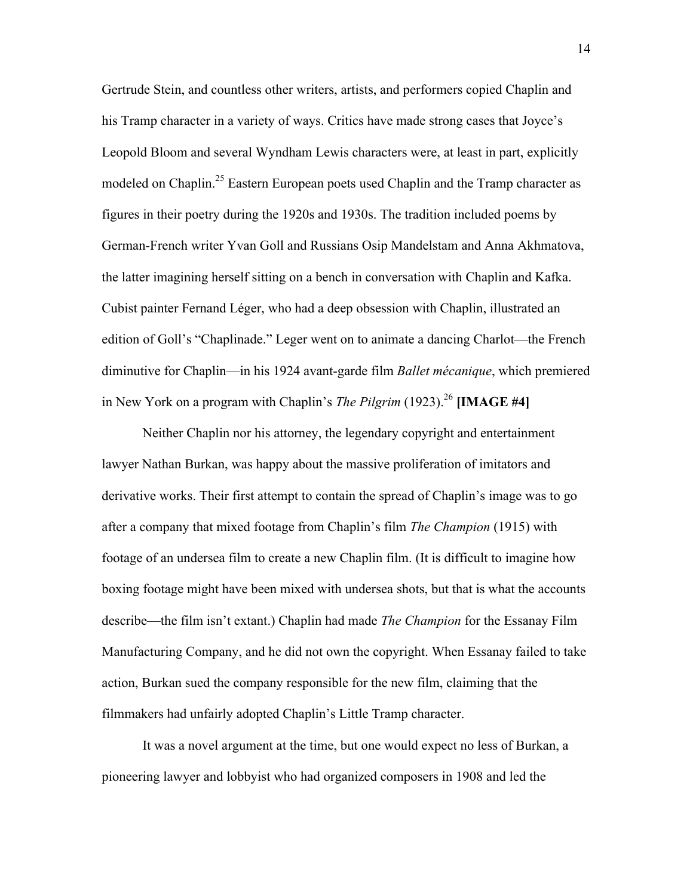Gertrude Stein, and countless other writers, artists, and performers copied Chaplin and his Tramp character in a variety of ways. Critics have made strong cases that Joyce's Leopold Bloom and several Wyndham Lewis characters were, at least in part, explicitly modeled on Chaplin.[25] Eastern European poets used Chaplin and the Tramp character as figures in their poetry during the 1920s and 1930s. The tradition included poems by German-French writer Yvan Goll and Russians Osip Mandelstam and Anna Akhmatova, the latter imagining herself sitting on a bench in conversation with Chaplin and Kafka. Cubist painter Fernand Léger, who had a deep obsession with Chaplin, illustrated an edition of Goll's "Chaplinade." Leger went on to animate a dancing Charlot—the French diminutive for Chaplin—in his 1924 avant-garde film *Ballet mécanique*, which premiered in New York on a program with Chaplin's *The Pilgrim* (1923).[26] **[IMAGE #4]**

Neither Chaplin nor his attorney, the legendary copyright and entertainment lawyer Nathan Burkan, was happy about the massive proliferation of imitators and derivative works. Their first attempt to contain the spread of Chaplin's image was to go after a company that mixed footage from Chaplin's film *The Champion* (1915) with footage of an undersea film to create a new Chaplin film. (It is difficult to imagine how boxing footage might have been mixed with undersea shots, but that is what the accounts describe—the film isn't extant.) Chaplin had made *The Champion* for the Essanay Film Manufacturing Company, and he did not own the copyright. When Essanay failed to take action, Burkan sued the company responsible for the new film, claiming that the filmmakers had unfairly adopted Chaplin's Little Tramp character.

It was a novel argument at the time, but one would expect no less of Burkan, a pioneering lawyer and lobbyist who had organized composers in 1908 and led the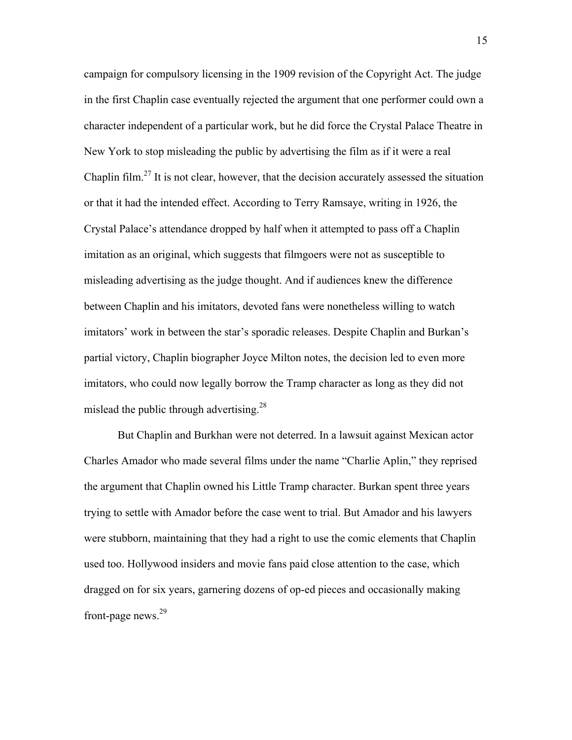campaign for compulsory licensing in the 1909 revision of the Copyright Act. The judge in the first Chaplin case eventually rejected the argument that one performer could own a character independent of a particular work, but he did force the Crystal Palace Theatre in New York to stop misleading the public by advertising the film as if it were a real Chaplin film.[27] It is not clear, however, that the decision accurately assessed the situation or that it had the intended effect. According to Terry Ramsaye, writing in 1926, the Crystal Palace's attendance dropped by half when it attempted to pass off a Chaplin imitation as an original, which suggests that filmgoers were not as susceptible to misleading advertising as the judge thought. And if audiences knew the difference between Chaplin and his imitators, devoted fans were nonetheless willing to watch imitators' work in between the star's sporadic releases. Despite Chaplin and Burkan's partial victory, Chaplin biographer Joyce Milton notes, the decision led to even more imitators, who could now legally borrow the Tramp character as long as they did not mislead the public through advertising.[28]

But Chaplin and Burkhan were not deterred. In a lawsuit against Mexican actor Charles Amador who made several films under the name "Charlie Aplin," they reprised the argument that Chaplin owned his Little Tramp character. Burkan spent three years trying to settle with Amador before the case went to trial. But Amador and his lawyers were stubborn, maintaining that they had a right to use the comic elements that Chaplin used too. Hollywood insiders and movie fans paid close attention to the case, which dragged on for six years, garnering dozens of op-ed pieces and occasionally making front-page news.[29]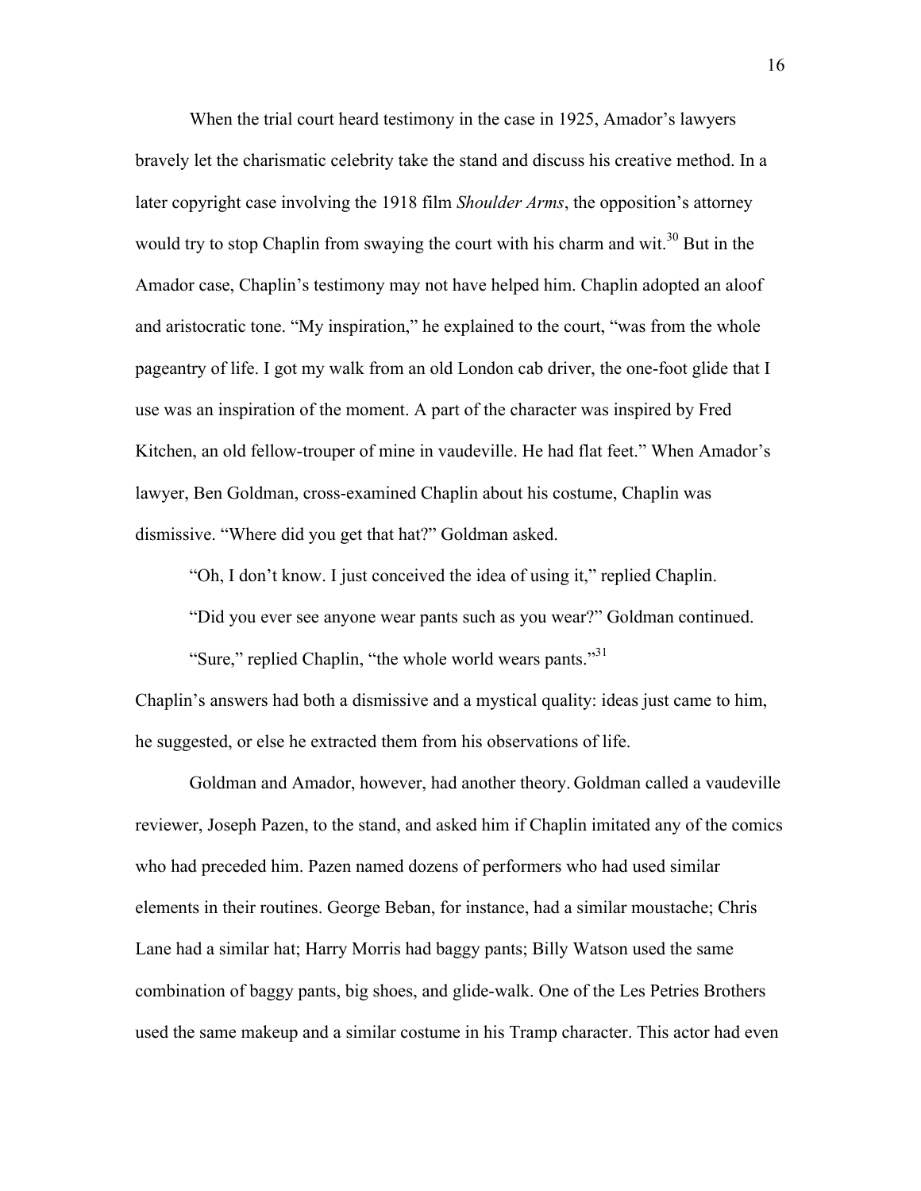When the trial court heard testimony in the case in 1925, Amador's lawyers bravely let the charismatic celebrity take the stand and discuss his creative method. In a later copyright case involving the 1918 film *Shoulder Arms*, the opposition's attorney would try to stop Chaplin from swaying the court with his charm and wit.[30] But in the Amador case, Chaplin's testimony may not have helped him. Chaplin adopted an aloof and aristocratic tone. "My inspiration," he explained to the court, "was from the whole pageantry of life. I got my walk from an old London cab driver, the one-foot glide that I use was an inspiration of the moment. A part of the character was inspired by Fred Kitchen, an old fellow-trouper of mine in vaudeville. He had flat feet." When Amador's lawyer, Ben Goldman, cross-examined Chaplin about his costume, Chaplin was dismissive. "Where did you get that hat?" Goldman asked.

"Oh, I don't know. I just conceived the idea of using it," replied Chaplin.

"Did you ever see anyone wear pants such as you wear?" Goldman continued.

"Sure," replied Chaplin, "the whole world wears pants."[31]

Chaplin's answers had both a dismissive and a mystical quality: ideas just came to him, he suggested, or else he extracted them from his observations of life.

Goldman and Amador, however, had another theory. Goldman called a vaudeville reviewer, Joseph Pazen, to the stand, and asked him if Chaplin imitated any of the comics who had preceded him. Pazen named dozens of performers who had used similar elements in their routines. George Beban, for instance, had a similar moustache; Chris Lane had a similar hat; Harry Morris had baggy pants; Billy Watson used the same combination of baggy pants, big shoes, and glide-walk. One of the Les Petries Brothers used the same makeup and a similar costume in his Tramp character. This actor had even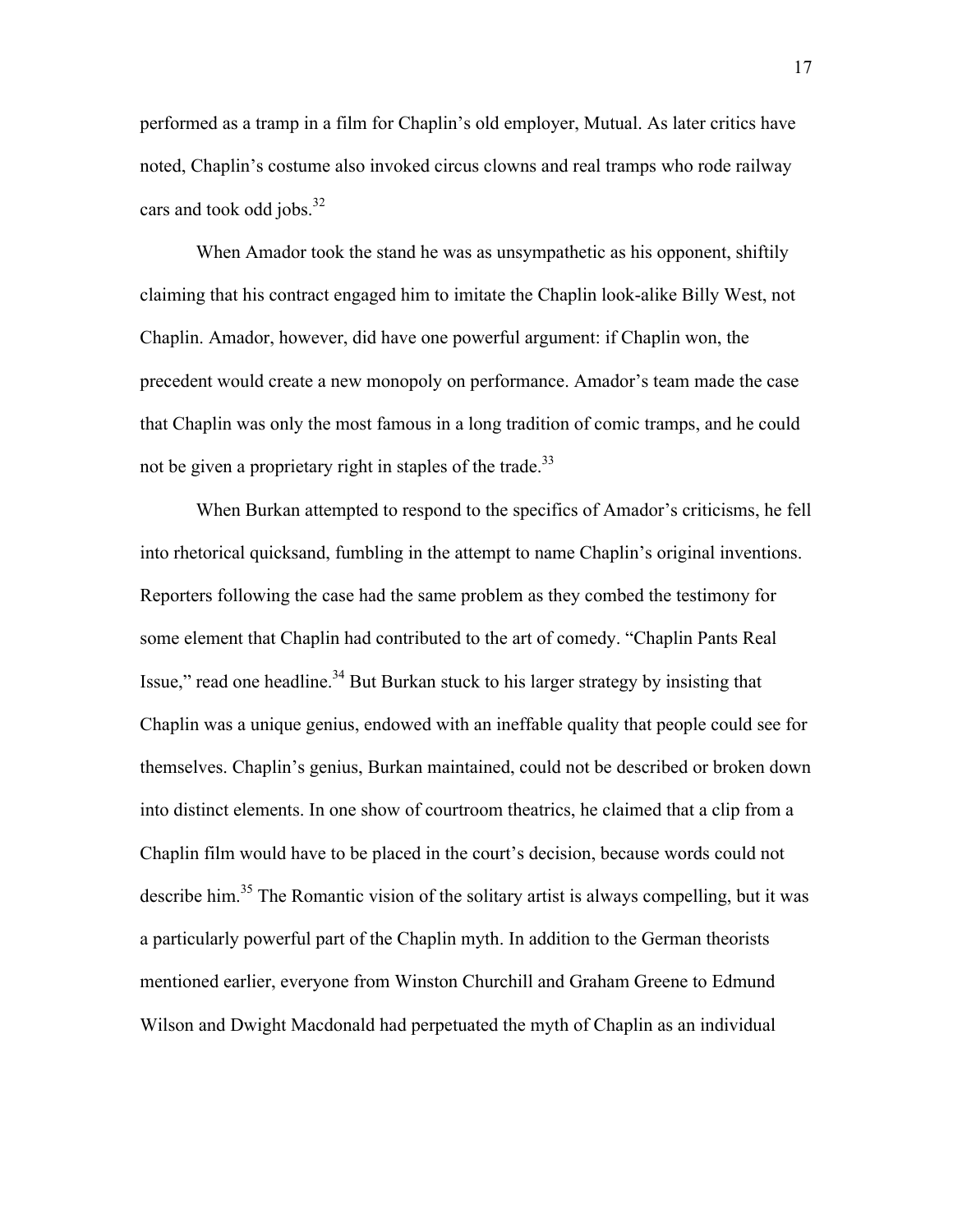performed as a tramp in a film for Chaplin's old employer, Mutual. As later critics have noted, Chaplin's costume also invoked circus clowns and real tramps who rode railway cars and took odd jobs.[32]

When Amador took the stand he was as unsympathetic as his opponent, shiftily claiming that his contract engaged him to imitate the Chaplin look-alike Billy West, not Chaplin. Amador, however, did have one powerful argument: if Chaplin won, the precedent would create a new monopoly on performance. Amador's team made the case that Chaplin was only the most famous in a long tradition of comic tramps, and he could not be given a proprietary right in staples of the trade.[33]

When Burkan attempted to respond to the specifics of Amador's criticisms, he fell into rhetorical quicksand, fumbling in the attempt to name Chaplin's original inventions. Reporters following the case had the same problem as they combed the testimony for some element that Chaplin had contributed to the art of comedy. "Chaplin Pants Real Issue," read one headline.[34] But Burkan stuck to his larger strategy by insisting that Chaplin was a unique genius, endowed with an ineffable quality that people could see for themselves. Chaplin's genius, Burkan maintained, could not be described or broken down into distinct elements. In one show of courtroom theatrics, he claimed that a clip from a Chaplin film would have to be placed in the court's decision, because words could not describe him.[35] The Romantic vision of the solitary artist is always compelling, but it was a particularly powerful part of the Chaplin myth. In addition to the German theorists mentioned earlier, everyone from Winston Churchill and Graham Greene to Edmund Wilson and Dwight Macdonald had perpetuated the myth of Chaplin as an individual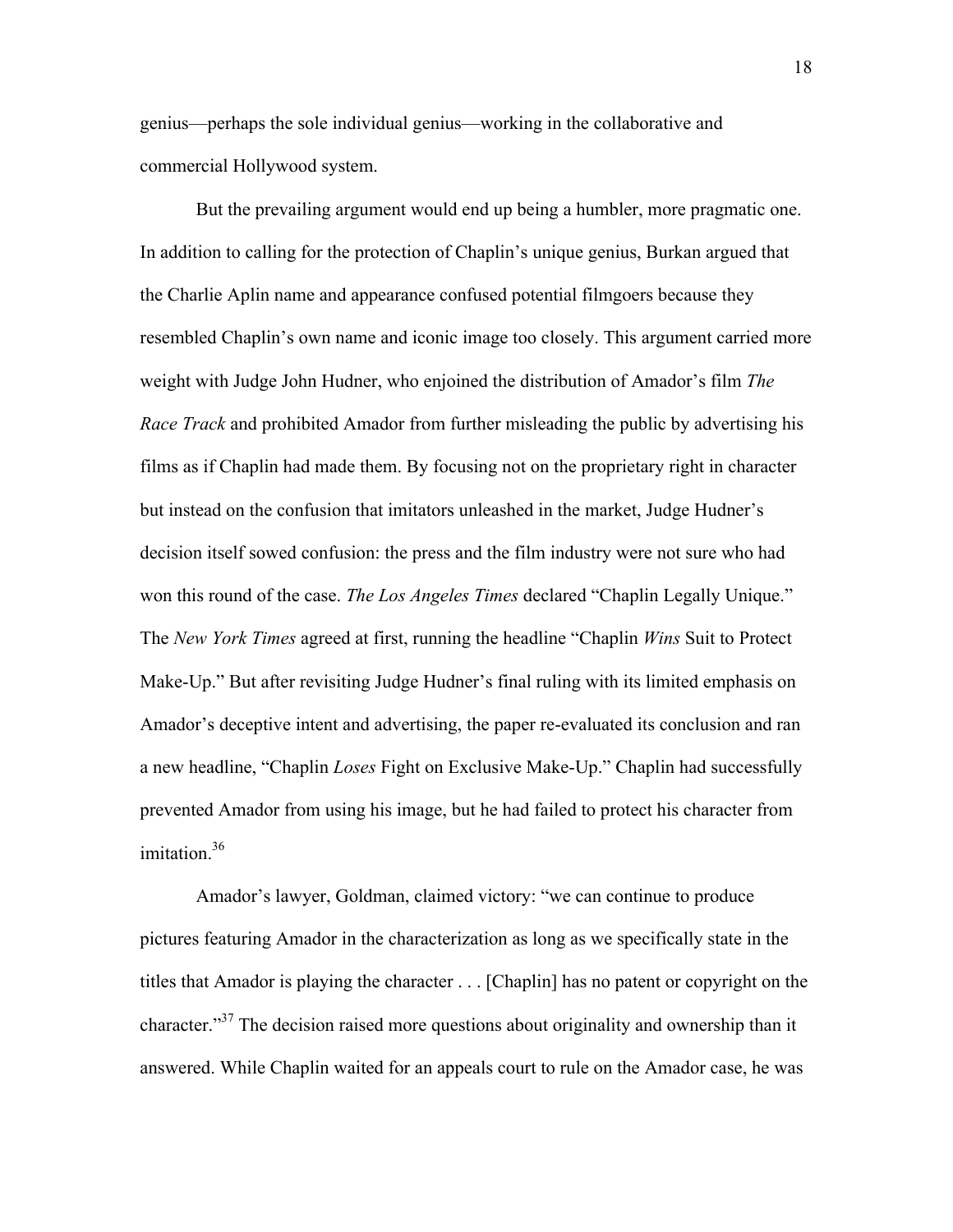genius—perhaps the sole individual genius—working in the collaborative and commercial Hollywood system.

But the prevailing argument would end up being a humbler, more pragmatic one. In addition to calling for the protection of Chaplin's unique genius, Burkan argued that the Charlie Aplin name and appearance confused potential filmgoers because they resembled Chaplin's own name and iconic image too closely. This argument carried more weight with Judge John Hudner, who enjoined the distribution of Amador's film *The Race Track* and prohibited Amador from further misleading the public by advertising his films as if Chaplin had made them. By focusing not on the proprietary right in character but instead on the confusion that imitators unleashed in the market, Judge Hudner's decision itself sowed confusion: the press and the film industry were not sure who had won this round of the case. *The Los Angeles Times* declared "Chaplin Legally Unique." The *New York Times* agreed at first, running the headline "Chaplin *Wins* Suit to Protect Make-Up." But after revisiting Judge Hudner's final ruling with its limited emphasis on Amador's deceptive intent and advertising, the paper re-evaluated its conclusion and ran a new headline, "Chaplin *Loses* Fight on Exclusive Make-Up." Chaplin had successfully prevented Amador from using his image, but he had failed to protect his character from imitation.[36]

Amador's lawyer, Goldman, claimed victory: "we can continue to produce pictures featuring Amador in the characterization as long as we specifically state in the titles that Amador is playing the character . . . [Chaplin] has no patent or copyright on the character."[37] The decision raised more questions about originality and ownership than it answered. While Chaplin waited for an appeals court to rule on the Amador case, he was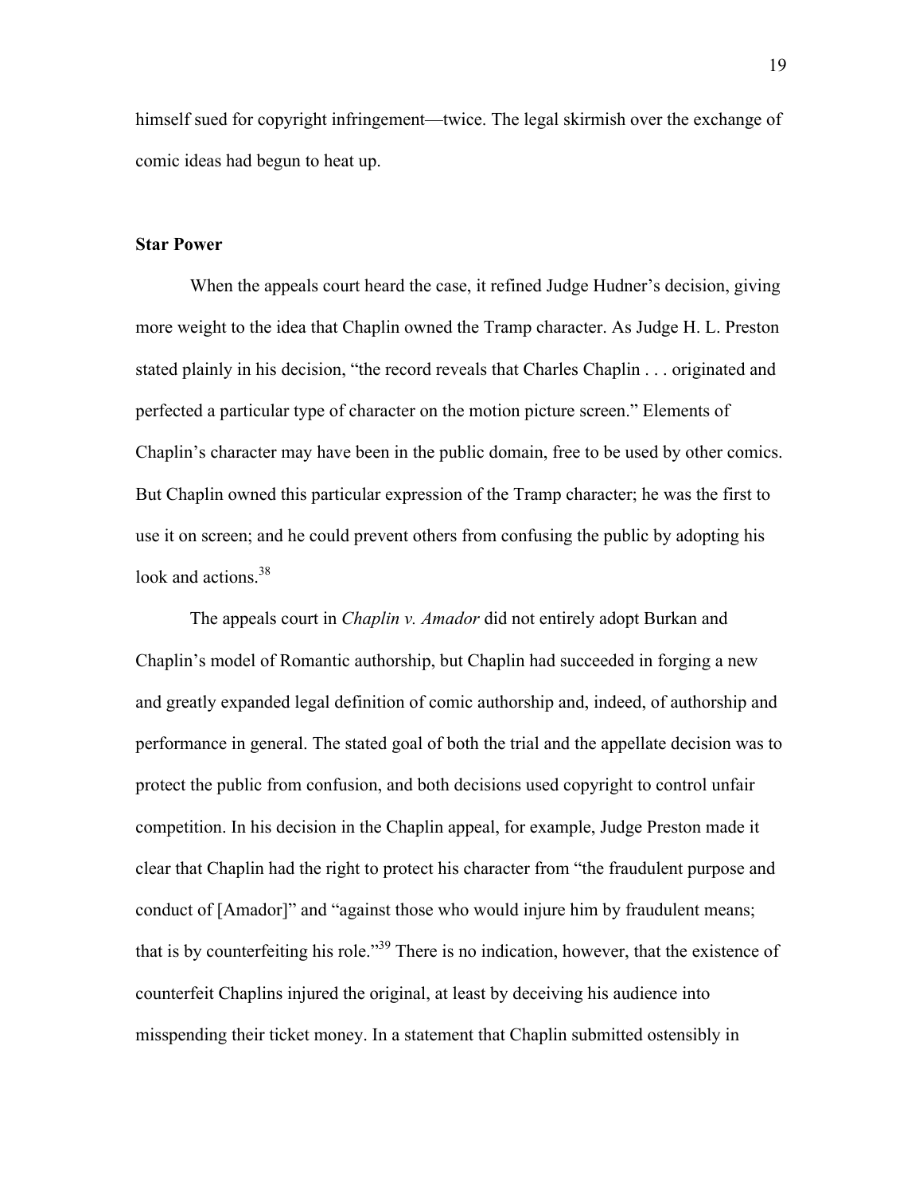himself sued for copyright infringement—twice. The legal skirmish over the exchange of comic ideas had begun to heat up.

**Star Power**

When the appeals court heard the case, it refined Judge Hudner's decision, giving more weight to the idea that Chaplin owned the Tramp character. As Judge H. L. Preston stated plainly in his decision, "the record reveals that Charles Chaplin . . . originated and perfected a particular type of character on the motion picture screen." Elements of Chaplin's character may have been in the public domain, free to be used by other comics. But Chaplin owned this particular expression of the Tramp character; he was the first to use it on screen; and he could prevent others from confusing the public by adopting his look and actions.[38]

The appeals court in *Chaplin v. Amador* did not entirely adopt Burkan and Chaplin's model of Romantic authorship, but Chaplin had succeeded in forging a new and greatly expanded legal definition of comic authorship and, indeed, of authorship and performance in general. The stated goal of both the trial and the appellate decision was to protect the public from confusion, and both decisions used copyright to control unfair competition. In his decision in the Chaplin appeal, for example, Judge Preston made it clear that Chaplin had the right to protect his character from "the fraudulent purpose and conduct of [Amador]" and "against those who would injure him by fraudulent means; that is by counterfeiting his role."[39] There is no indication, however, that the existence of counterfeit Chaplins injured the original, at least by deceiving his audience into misspending their ticket money. In a statement that Chaplin submitted ostensibly in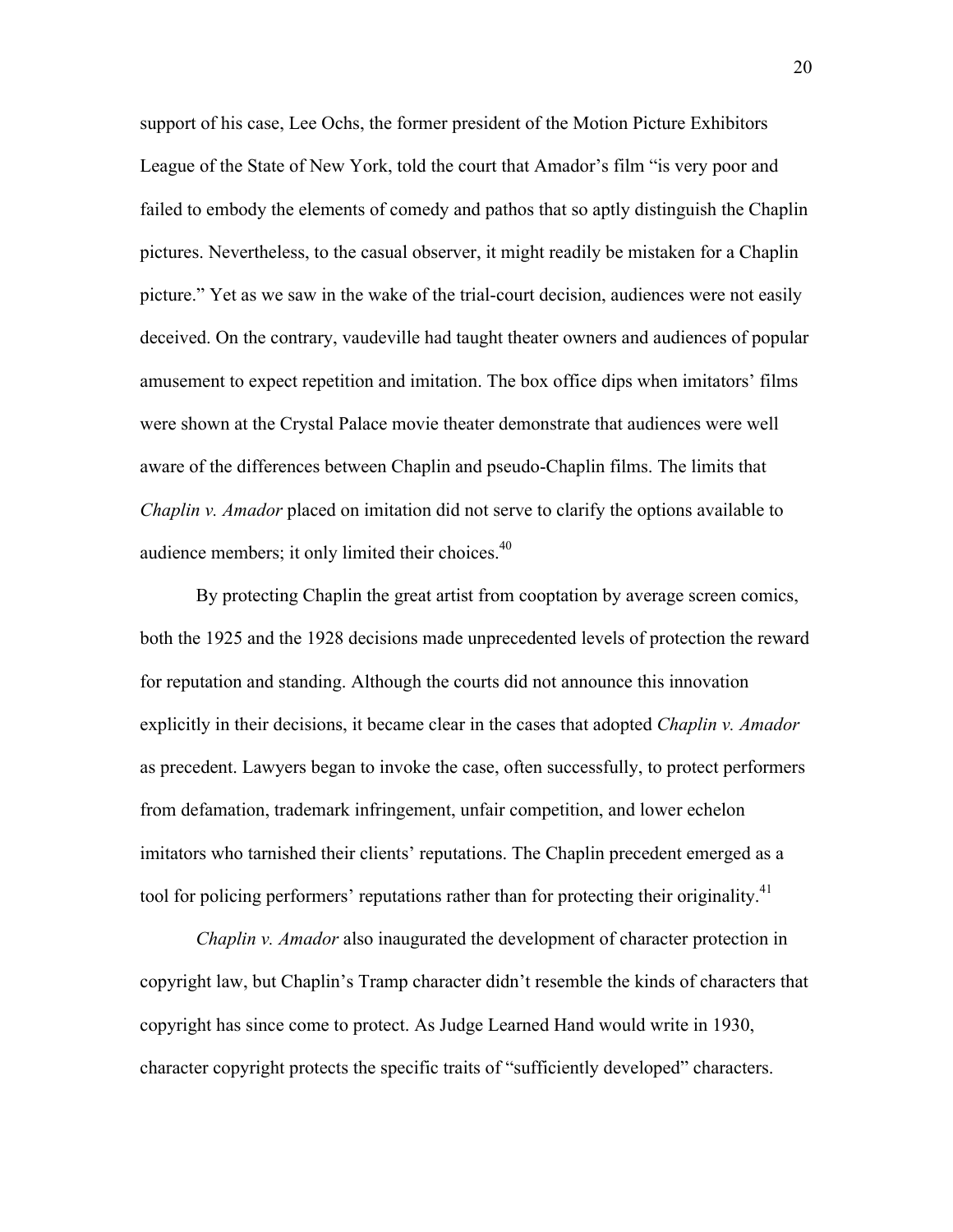support of his case, Lee Ochs, the former president of the Motion Picture Exhibitors League of the State of New York, told the court that Amador's film "is very poor and failed to embody the elements of comedy and pathos that so aptly distinguish the Chaplin pictures. Nevertheless, to the casual observer, it might readily be mistaken for a Chaplin picture." Yet as we saw in the wake of the trial-court decision, audiences were not easily deceived. On the contrary, vaudeville had taught theater owners and audiences of popular amusement to expect repetition and imitation. The box office dips when imitators' films were shown at the Crystal Palace movie theater demonstrate that audiences were well aware of the differences between Chaplin and pseudo-Chaplin films. The limits that *Chaplin v. Amador* placed on imitation did not serve to clarify the options available to audience members; it only limited their choices.[40]

By protecting Chaplin the great artist from cooptation by average screen comics, both the 1925 and the 1928 decisions made unprecedented levels of protection the reward for reputation and standing. Although the courts did not announce this innovation explicitly in their decisions, it became clear in the cases that adopted *Chaplin v. Amador* as precedent. Lawyers began to invoke the case, often successfully, to protect performers from defamation, trademark infringement, unfair competition, and lower echelon imitators who tarnished their clients' reputations. The Chaplin precedent emerged as a tool for policing performers' reputations rather than for protecting their originality.[41]

*Chaplin v. Amador* also inaugurated the development of character protection in copyright law, but Chaplin's Tramp character didn't resemble the kinds of characters that copyright has since come to protect. As Judge Learned Hand would write in 1930, character copyright protects the specific traits of "sufficiently developed" characters.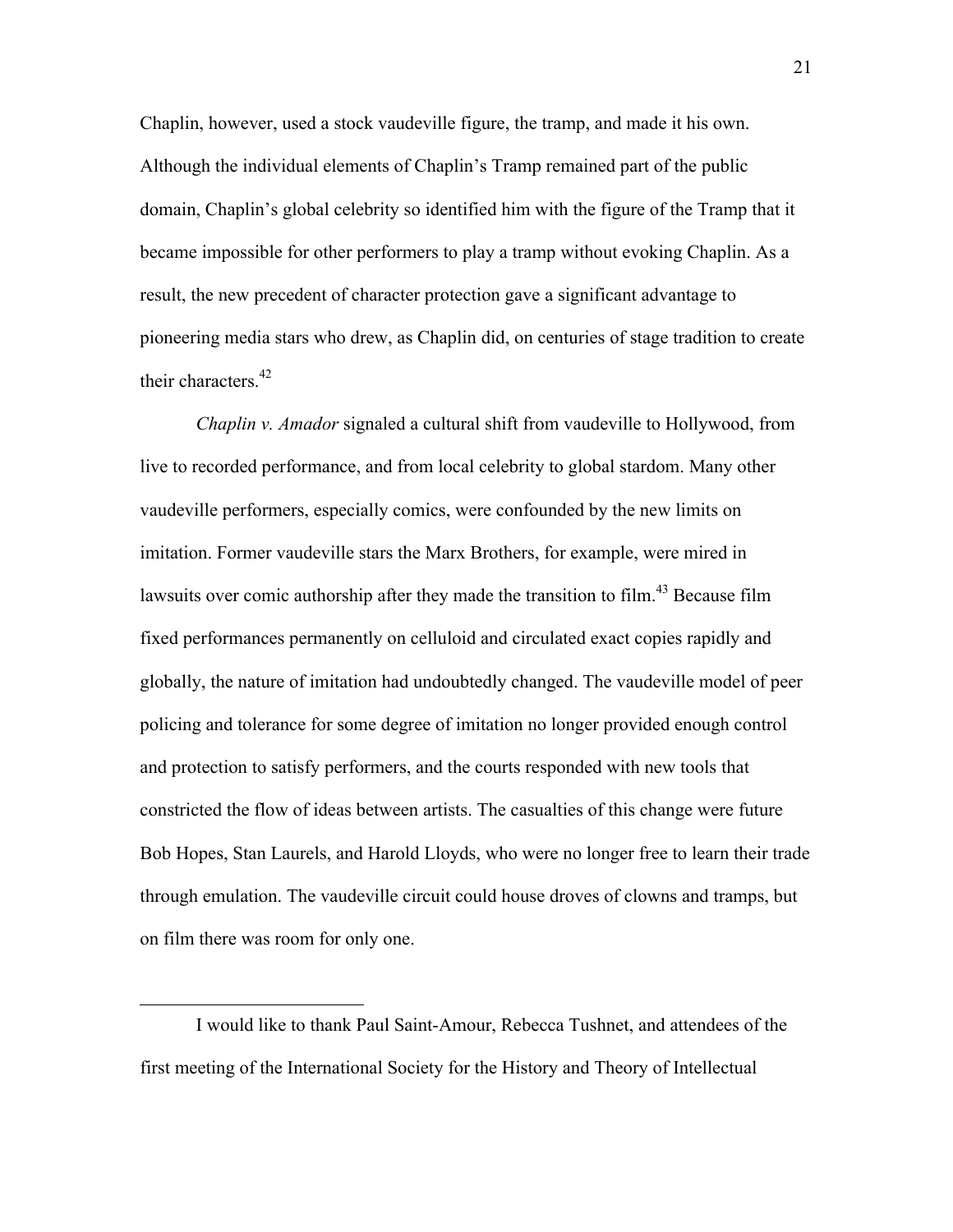Chaplin, however, used a stock vaudeville figure, the tramp, and made it his own. Although the individual elements of Chaplin's Tramp remained part of the public domain, Chaplin's global celebrity so identified him with the figure of the Tramp that it became impossible for other performers to play a tramp without evoking Chaplin. As a result, the new precedent of character protection gave a significant advantage to pioneering media stars who drew, as Chaplin did, on centuries of stage tradition to create their characters.[42]

*Chaplin v. Amador* signaled a cultural shift from vaudeville to Hollywood, from live to recorded performance, and from local celebrity to global stardom. Many other vaudeville performers, especially comics, were confounded by the new limits on imitation. Former vaudeville stars the Marx Brothers, for example, were mired in lawsuits over comic authorship after they made the transition to film.[43] Because film fixed performances permanently on celluloid and circulated exact copies rapidly and globally, the nature of imitation had undoubtedly changed. The vaudeville model of peer policing and tolerance for some degree of imitation no longer provided enough control and protection to satisfy performers, and the courts responded with new tools that constricted the flow of ideas between artists. The casualties of this change were future Bob Hopes, Stan Laurels, and Harold Lloyds, who were no longer free to learn their trade through emulation. The vaudeville circuit could house droves of clowns and tramps, but on film there was room for only one.

---

I would like to thank Paul Saint-Amour, Rebecca Tushnet, and attendees of the first meeting of the International Society for the History and Theory of Intellectual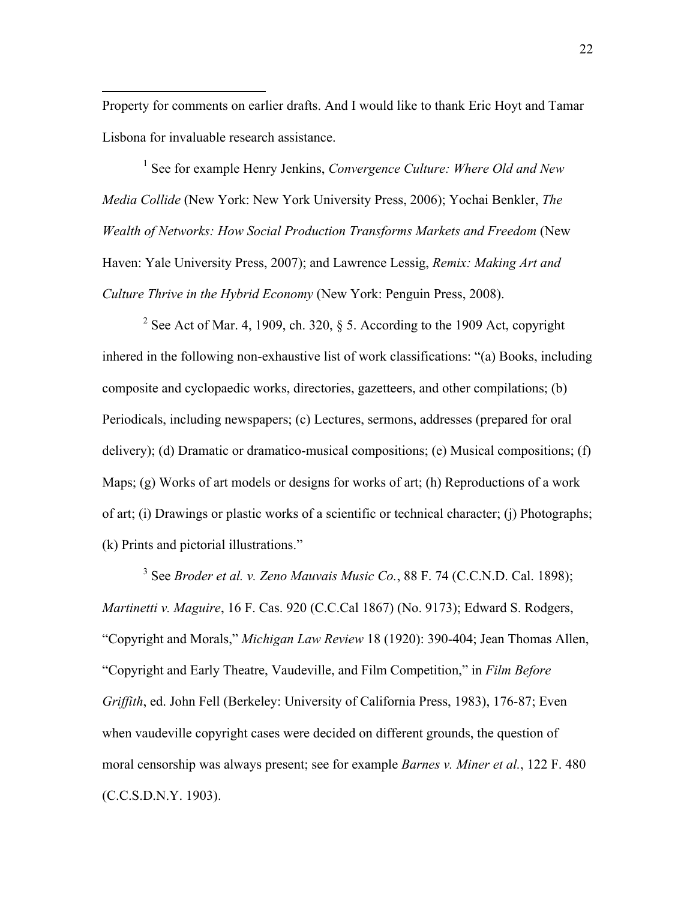Property for comments on earlier drafts. And I would like to thank Eric Hoyt and Tamar Lisbona for invaluable research assistance.

[1] See for example Henry Jenkins, *Convergence Culture: Where Old and New Media Collide* (New York: New York University Press, 2006); Yochai Benkler, *The Wealth of Networks: How Social Production Transforms Markets and Freedom* (New Haven: Yale University Press, 2007); and Lawrence Lessig, *Remix: Making Art and Culture Thrive in the Hybrid Economy* (New York: Penguin Press, 2008).

[2] See Act of Mar. 4, 1909, ch. 320, § 5. According to the 1909 Act, copyright inhered in the following non-exhaustive list of work classifications: "(a) Books, including composite and cyclopaedic works, directories, gazetteers, and other compilations; (b) Periodicals, including newspapers; (c) Lectures, sermons, addresses (prepared for oral delivery); (d) Dramatic or dramatico-musical compositions; (e) Musical compositions; (f) Maps; (g) Works of art models or designs for works of art; (h) Reproductions of a work of art; (i) Drawings or plastic works of a scientific or technical character; (j) Photographs; (k) Prints and pictorial illustrations."

[3] See *Broder et al. v. Zeno Mauvais Music Co.*, 88 F. 74 (C.C.N.D. Cal. 1898); *Martinetti v. Maguire*, 16 F. Cas. 920 (C.C.Cal 1867) (No. 9173); Edward S. Rodgers, "Copyright and Morals," *Michigan Law Review* 18 (1920): 390-404; Jean Thomas Allen, "Copyright and Early Theatre, Vaudeville, and Film Competition," in *Film Before Griffith*, ed. John Fell (Berkeley: University of California Press, 1983), 176-87; Even when vaudeville copyright cases were decided on different grounds, the question of moral censorship was always present; see for example *Barnes v. Miner et al.*, 122 F. 480 (C.C.S.D.N.Y. 1903).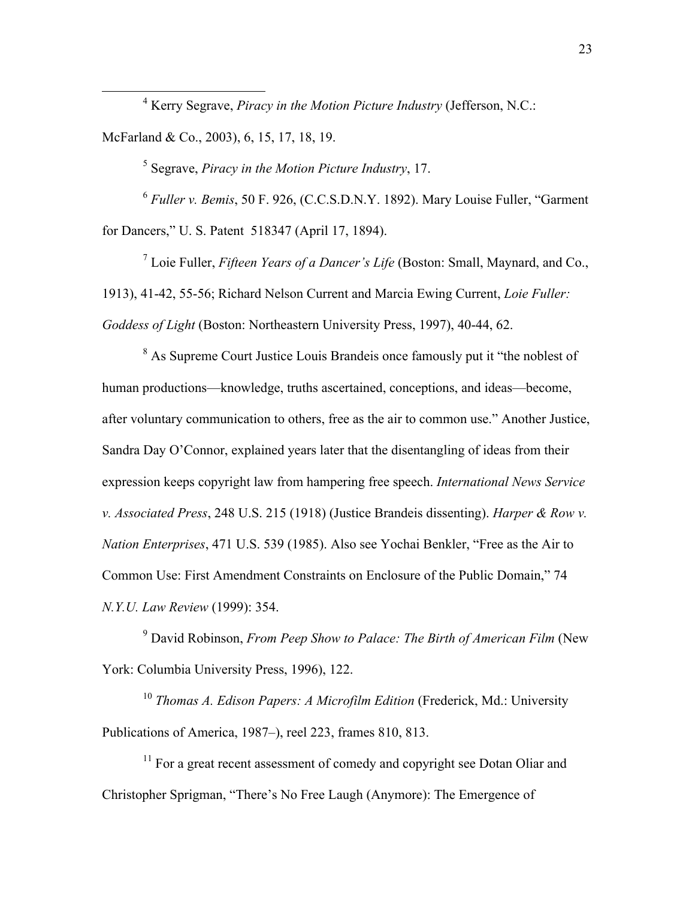[4] Kerry Segrave, *Piracy in the Motion Picture Industry* (Jefferson, N.C.: McFarland & Co., 2003), 6, 15, 17, 18, 19.

[5] Segrave, *Piracy in the Motion Picture Industry*, 17.

[6] *Fuller v. Bemis*, 50 F. 926, (C.C.S.D.N.Y. 1892). Mary Louise Fuller, "Garment for Dancers," U. S. Patent 518347 (April 17, 1894).

[7] Loie Fuller, *Fifteen Years of a Dancer's Life* (Boston: Small, Maynard, and Co., 1913), 41-42, 55-56; Richard Nelson Current and Marcia Ewing Current, *Loie Fuller: Goddess of Light* (Boston: Northeastern University Press, 1997), 40-44, 62.

[8] As Supreme Court Justice Louis Brandeis once famously put it "the noblest of human productions—knowledge, truths ascertained, conceptions, and ideas—become, after voluntary communication to others, free as the air to common use." Another Justice, Sandra Day O'Connor, explained years later that the disentangling of ideas from their expression keeps copyright law from hampering free speech. *International News Service v. Associated Press*, 248 U.S. 215 (1918) (Justice Brandeis dissenting). *Harper & Row v. Nation Enterprises*, 471 U.S. 539 (1985). Also see Yochai Benkler, "Free as the Air to Common Use: First Amendment Constraints on Enclosure of the Public Domain," 74 *N.Y.U. Law Review* (1999): 354.

[9] David Robinson, *From Peep Show to Palace: The Birth of American Film* (New York: Columbia University Press, 1996), 122.

[10] *Thomas A. Edison Papers: A Microfilm Edition* (Frederick, Md.: University Publications of America, 1987–), reel 223, frames 810, 813.

[11] For a great recent assessment of comedy and copyright see Dotan Oliar and Christopher Sprigman, "There's No Free Laugh (Anymore): The Emergence of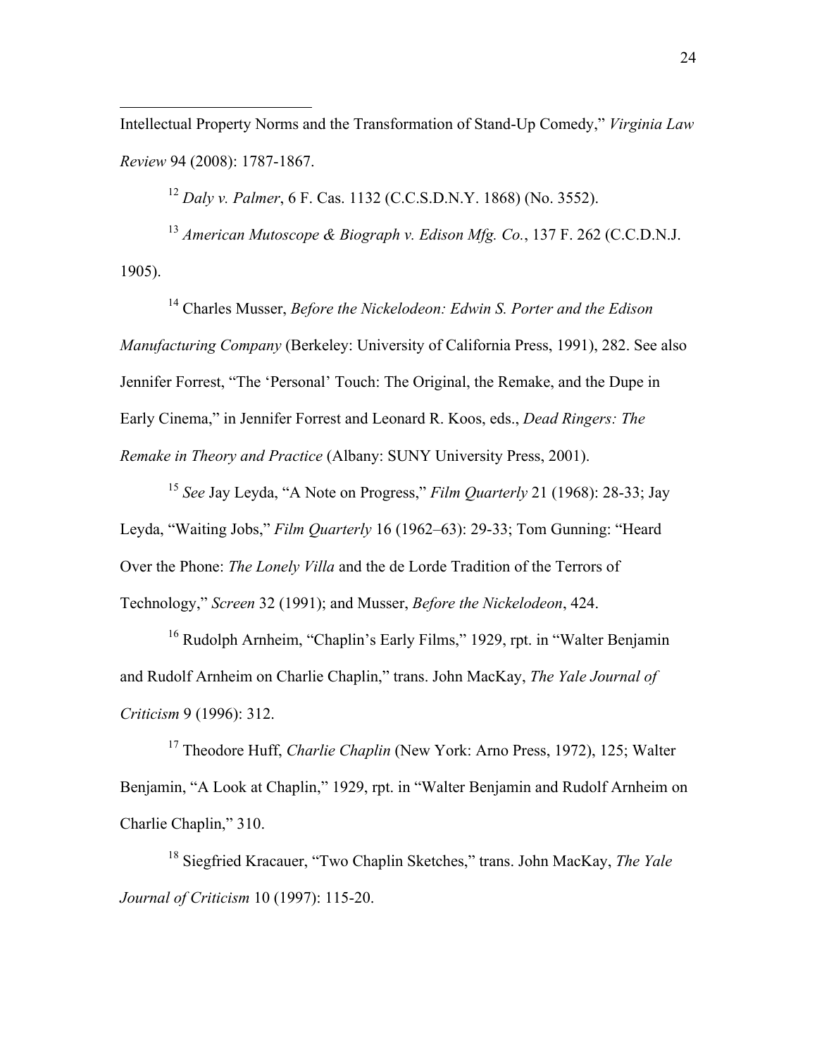Intellectual Property Norms and the Transformation of Stand-Up Comedy," *Virginia Law Review* 94 (2008): 1787-1867.

[12] *Daly v. Palmer*, 6 F. Cas. 1132 (C.C.S.D.N.Y. 1868) (No. 3552).

[13] *American Mutoscope & Biograph v. Edison Mfg. Co.*, 137 F. 262 (C.C.D.N.J. 1905).

[14] Charles Musser, *Before the Nickelodeon: Edwin S. Porter and the Edison Manufacturing Company* (Berkeley: University of California Press, 1991), 282. See also Jennifer Forrest, "The 'Personal' Touch: The Original, the Remake, and the Dupe in Early Cinema," in Jennifer Forrest and Leonard R. Koos, eds., *Dead Ringers: The Remake in Theory and Practice* (Albany: SUNY University Press, 2001).

[15] *See* Jay Leyda, "A Note on Progress," *Film Quarterly* 21 (1968): 28-33; Jay Leyda, "Waiting Jobs," *Film Quarterly* 16 (1962–63): 29-33; Tom Gunning: "Heard Over the Phone: *The Lonely Villa* and the de Lorde Tradition of the Terrors of Technology," *Screen* 32 (1991); and Musser, *Before the Nickelodeon*, 424.

[16] Rudolph Arnheim, "Chaplin's Early Films," 1929, rpt. in "Walter Benjamin and Rudolf Arnheim on Charlie Chaplin," trans. John MacKay, *The Yale Journal of Criticism* 9 (1996): 312.

[17] Theodore Huff, *Charlie Chaplin* (New York: Arno Press, 1972), 125; Walter Benjamin, "A Look at Chaplin," 1929, rpt. in "Walter Benjamin and Rudolf Arnheim on Charlie Chaplin," 310.

[18] Siegfried Kracauer, "Two Chaplin Sketches," trans. John MacKay, *The Yale Journal of Criticism* 10 (1997): 115-20.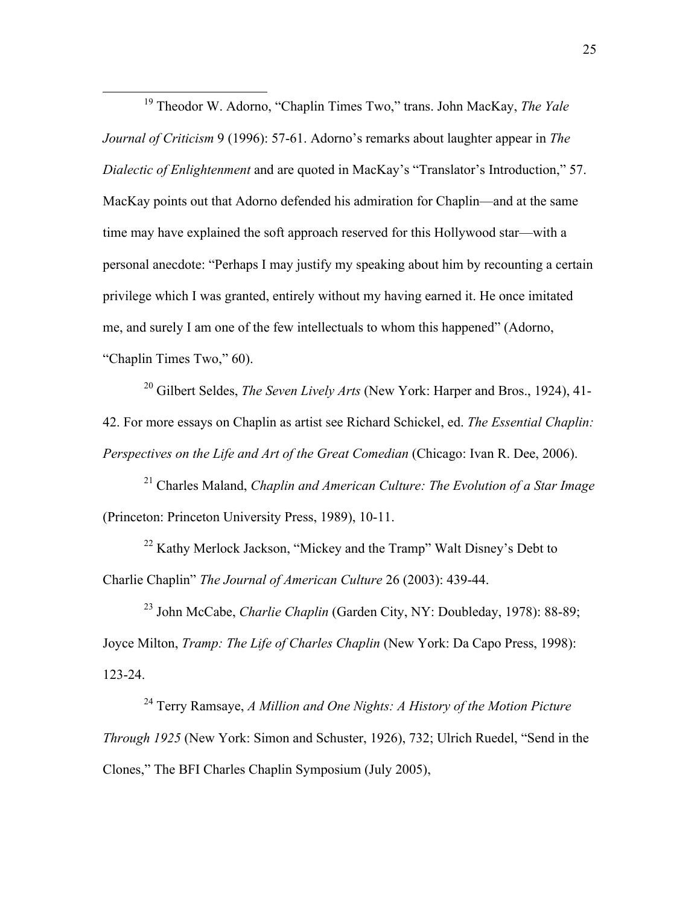[19] Theodor W. Adorno, "Chaplin Times Two," trans. John MacKay, *The Yale Journal of Criticism* 9 (1996): 57-61. Adorno's remarks about laughter appear in *The Dialectic of Enlightenment* and are quoted in MacKay's "Translator's Introduction," 57. MacKay points out that Adorno defended his admiration for Chaplin—and at the same time may have explained the soft approach reserved for this Hollywood star—with a personal anecdote: "Perhaps I may justify my speaking about him by recounting a certain privilege which I was granted, entirely without my having earned it. He once imitated me, and surely I am one of the few intellectuals to whom this happened" (Adorno, "Chaplin Times Two," 60).

[20] Gilbert Seldes, *The Seven Lively Arts* (New York: Harper and Bros., 1924), 41-42. For more essays on Chaplin as artist see Richard Schickel, ed. *The Essential Chaplin: Perspectives on the Life and Art of the Great Comedian* (Chicago: Ivan R. Dee, 2006).

[21] Charles Maland, *Chaplin and American Culture: The Evolution of a Star Image* (Princeton: Princeton University Press, 1989), 10-11.

[22] Kathy Merlock Jackson, "Mickey and the Tramp" Walt Disney's Debt to Charlie Chaplin" *The Journal of American Culture* 26 (2003): 439-44.

[23] John McCabe, *Charlie Chaplin* (Garden City, NY: Doubleday, 1978): 88-89; Joyce Milton, *Tramp: The Life of Charles Chaplin* (New York: Da Capo Press, 1998): 123-24.

[24] Terry Ramsaye, *A Million and One Nights: A History of the Motion Picture Through 1925* (New York: Simon and Schuster, 1926), 732; Ulrich Ruedel, "Send in the Clones," The BFI Charles Chaplin Symposium (July 2005),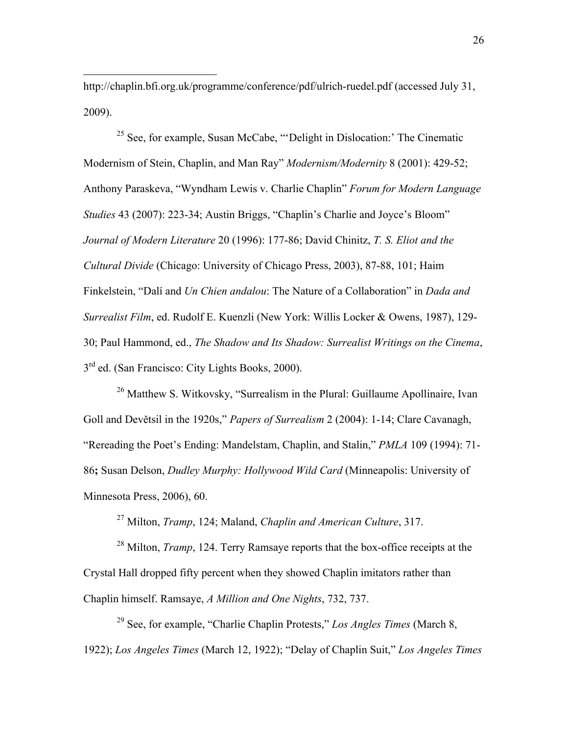http://chaplin.bfi.org.uk/programme/conference/pdf/ulrich-ruedel.pdf (accessed July 31, 2009).

[25] See, for example, Susan McCabe, "'Delight in Dislocation:' The Cinematic Modernism of Stein, Chaplin, and Man Ray" *Modernism/Modernity* 8 (2001): 429-52; Anthony Paraskeva, "Wyndham Lewis v. Charlie Chaplin" *Forum for Modern Language Studies* 43 (2007): 223-34; Austin Briggs, "Chaplin's Charlie and Joyce's Bloom" *Journal of Modern Literature* 20 (1996): 177-86; David Chinitz, *T. S. Eliot and the Cultural Divide* (Chicago: University of Chicago Press, 2003), 87-88, 101; Haim Finkelstein, "Dalí and *Un Chien andalou*: The Nature of a Collaboration" in *Dada and Surrealist Film*, ed. Rudolf E. Kuenzli (New York: Willis Locker & Owens, 1987), 129-30; Paul Hammond, ed., *The Shadow and Its Shadow: Surrealist Writings on the Cinema*, 3rd ed. (San Francisco: City Lights Books, 2000).

[26] Matthew S. Witkovsky, "Surrealism in the Plural: Guillaume Apollinaire, Ivan Goll and Devětsil in the 1920s," *Papers of Surrealism* 2 (2004): 1-14; Clare Cavanagh, "Rereading the Poet's Ending: Mandelstam, Chaplin, and Stalin," *PMLA* 109 (1994): 71-86**;** Susan Delson, *Dudley Murphy: Hollywood Wild Card* (Minneapolis: University of Minnesota Press, 2006), 60.

[27] Milton, *Tramp*, 124; Maland, *Chaplin and American Culture*, 317.

[28] Milton, *Tramp*, 124. Terry Ramsaye reports that the box-office receipts at the Crystal Hall dropped fifty percent when they showed Chaplin imitators rather than Chaplin himself. Ramsaye, *A Million and One Nights*, 732, 737.

[29] See, for example, "Charlie Chaplin Protests," *Los Angles Times* (March 8, 1922); *Los Angeles Times* (March 12, 1922); "Delay of Chaplin Suit," *Los Angeles Times*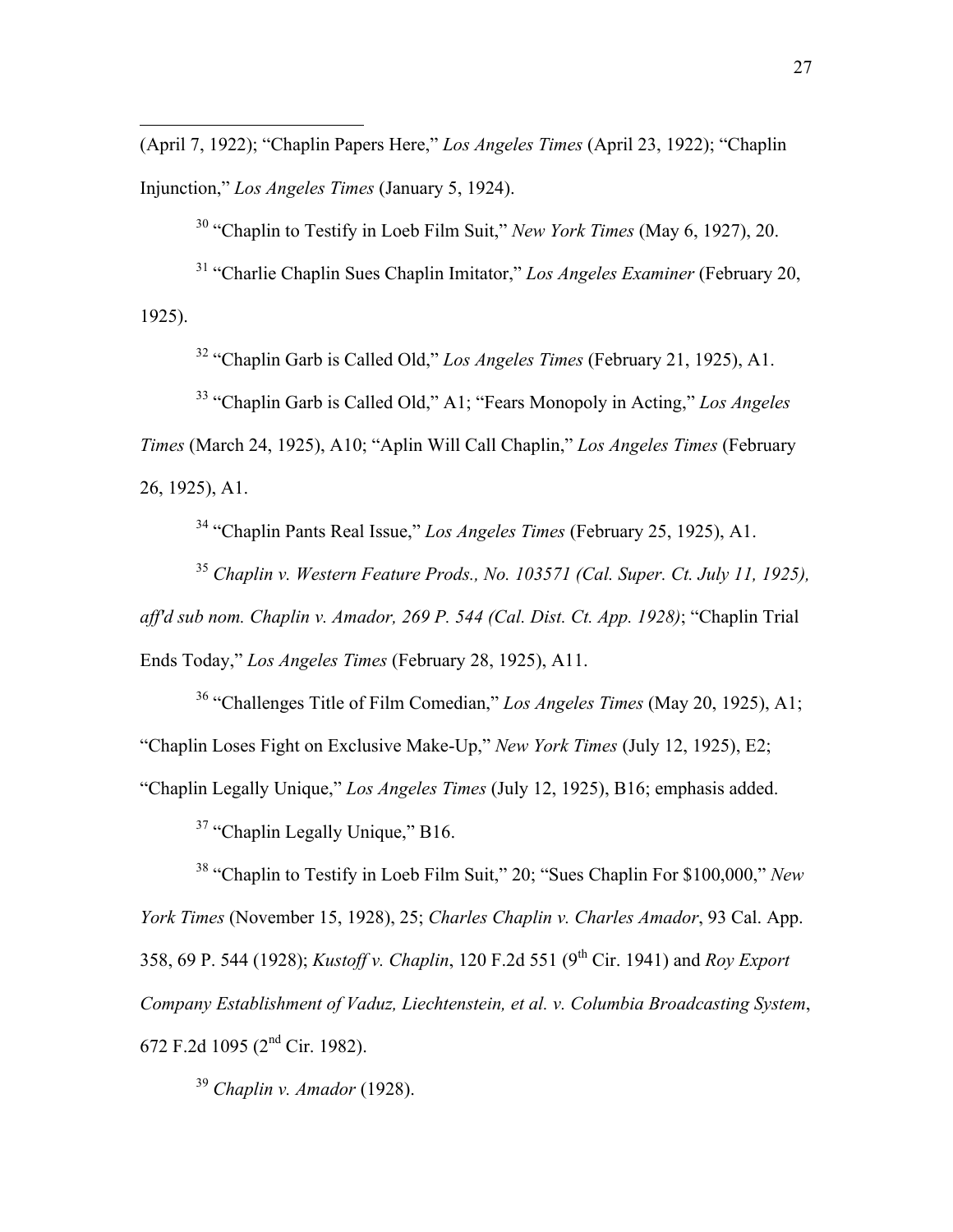(April 7, 1922); "Chaplin Papers Here," *Los Angeles Times* (April 23, 1922); "Chaplin Injunction," *Los Angeles Times* (January 5, 1924).

[30] "Chaplin to Testify in Loeb Film Suit," *New York Times* (May 6, 1927), 20.

[31] "Charlie Chaplin Sues Chaplin Imitator," *Los Angeles Examiner* (February 20, 1925).

[32] "Chaplin Garb is Called Old," *Los Angeles Times* (February 21, 1925), A1.

[33] "Chaplin Garb is Called Old," A1; "Fears Monopoly in Acting," *Los Angeles Times* (March 24, 1925), A10; "Aplin Will Call Chaplin," *Los Angeles Times* (February 26, 1925), A1.

[34] "Chaplin Pants Real Issue," *Los Angeles Times* (February 25, 1925), A1.

[35] *Chaplin v. Western Feature Prods., No. 103571 (Cal. Super. Ct. July 11, 1925), aff'd sub nom. Chaplin v. Amador, 269 P. 544 (Cal. Dist. Ct. App. 1928)*; "Chaplin Trial Ends Today," *Los Angeles Times* (February 28, 1925), A11.

[36] "Challenges Title of Film Comedian," *Los Angeles Times* (May 20, 1925), A1; "Chaplin Loses Fight on Exclusive Make-Up," *New York Times* (July 12, 1925), E2; "Chaplin Legally Unique," *Los Angeles Times* (July 12, 1925), B16; emphasis added.

[37] "Chaplin Legally Unique," B16.

[38] "Chaplin to Testify in Loeb Film Suit," 20; "Sues Chaplin For $100,000," *New York Times* (November 15, 1928), 25; *Charles Chaplin v. Charles Amador*, 93 Cal. App. 358, 69 P. 544 (1928); *Kustoff v. Chaplin*, 120 F.2d 551 (9th Cir. 1941) and *Roy Export Company Establishment of Vaduz, Liechtenstein, et al. v. Columbia Broadcasting System*, 672 F.2d 1095 (2nd Cir. 1982).

[39] *Chaplin v. Amador* (1928).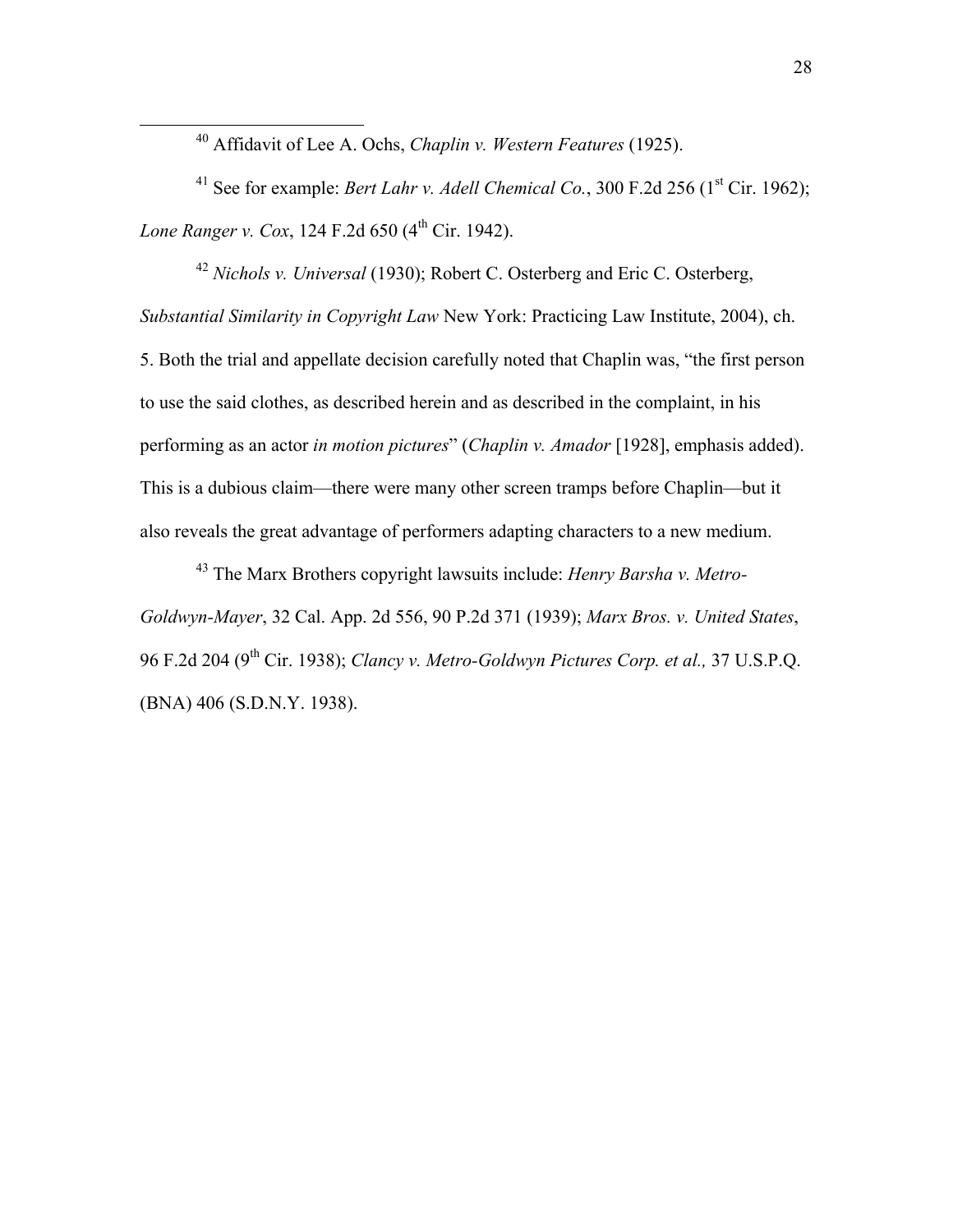[40] Affidavit of Lee A. Ochs, *Chaplin v. Western Features* (1925).

[41] See for example: *Bert Lahr v. Adell Chemical Co.*, 300 F.2d 256 (1st Cir. 1962); *Lone Ranger v. Cox*, 124 F.2d 650 (4th Cir. 1942).

[42] *Nichols v. Universal* (1930); Robert C. Osterberg and Eric C. Osterberg, *Substantial Similarity in Copyright Law* New York: Practicing Law Institute, 2004), ch. 5. Both the trial and appellate decision carefully noted that Chaplin was, "the first person to use the said clothes, as described herein and as described in the complaint, in his performing as an actor *in motion pictures*" (*Chaplin v. Amador* [1928], emphasis added). This is a dubious claim—there were many other screen tramps before Chaplin—but it also reveals the great advantage of performers adapting characters to a new medium.

[43] The Marx Brothers copyright lawsuits include: *Henry Barsha v. Metro-Goldwyn-Mayer*, 32 Cal. App. 2d 556, 90 P.2d 371 (1939); *Marx Bros. v. United States*, 96 F.2d 204 (9th Cir. 1938); *Clancy v. Metro-Goldwyn Pictures Corp. et al.,* 37 U.S.P.Q. (BNA) 406 (S.D.N.Y. 1938).